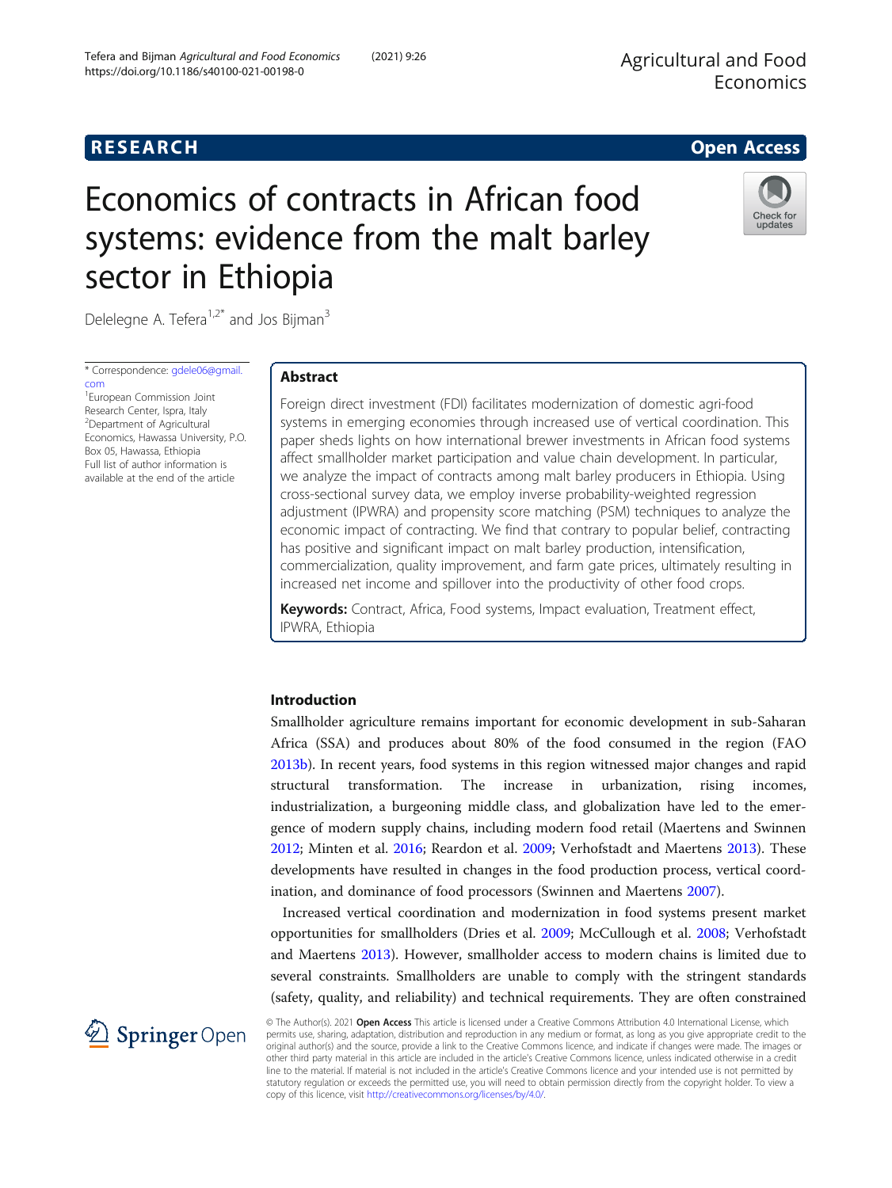RESEARCH

Open Access

# Economics of contracts in African food systems: evidence from the malt barley sector in Ethiopia

Delelegne A. Tefera[1,2*] and Jos Bijman[3]

* Correspondence: gdele06@gmail.com
[1]European Commission Joint Research Center, Ispra, Italy
[2]Department of Agricultural Economics, Hawassa University, P.O. Box 05, Hawassa, Ethiopia
Full list of author information is available at the end of the article

## Abstract

Foreign direct investment (FDI) facilitates modernization of domestic agri-food systems in emerging economies through increased use of vertical coordination. This paper sheds lights on how international brewer investments in African food systems affect smallholder market participation and value chain development. In particular, we analyze the impact of contracts among malt barley producers in Ethiopia. Using cross-sectional survey data, we employ inverse probability-weighted regression adjustment (IPWRA) and propensity score matching (PSM) techniques to analyze the economic impact of contracting. We find that contrary to popular belief, contracting has positive and significant impact on malt barley production, intensification, commercialization, quality improvement, and farm gate prices, ultimately resulting in increased net income and spillover into the productivity of other food crops.

**Keywords:** Contract, Africa, Food systems, Impact evaluation, Treatment effect, IPWRA, Ethiopia

## Introduction

Smallholder agriculture remains important for economic development in sub-Saharan Africa (SSA) and produces about 80% of the food consumed in the region (FAO 2013b). In recent years, food systems in this region witnessed major changes and rapid structural transformation. The increase in urbanization, rising incomes, industrialization, a burgeoning middle class, and globalization have led to the emergence of modern supply chains, including modern food retail (Maertens and Swinnen 2012; Minten et al. 2016; Reardon et al. 2009; Verhofstadt and Maertens 2013). These developments have resulted in changes in the food production process, vertical coordination, and dominance of food processors (Swinnen and Maertens 2007).

Increased vertical coordination and modernization in food systems present market opportunities for smallholders (Dries et al. 2009; McCullough et al. 2008; Verhofstadt and Maertens 2013). However, smallholder access to modern chains is limited due to several constraints. Smallholders are unable to comply with the stringent standards (safety, quality, and reliability) and technical requirements. They are often constrained

© The Author(s). 2021 **Open Access** This article is licensed under a Creative Commons Attribution 4.0 International License, which permits use, sharing, adaptation, distribution and reproduction in any medium or format, as long as you give appropriate credit to the original author(s) and the source, provide a link to the Creative Commons licence, and indicate if changes were made. The images or other third party material in this article are included in the article's Creative Commons licence, unless indicated otherwise in a credit line to the material. If material is not included in the article's Creative Commons licence and your intended use is not permitted by statutory regulation or exceeds the permitted use, you will need to obtain permission directly from the copyright holder. To view a copy of this licence, visit http://creativecommons.org/licenses/by/4.0/.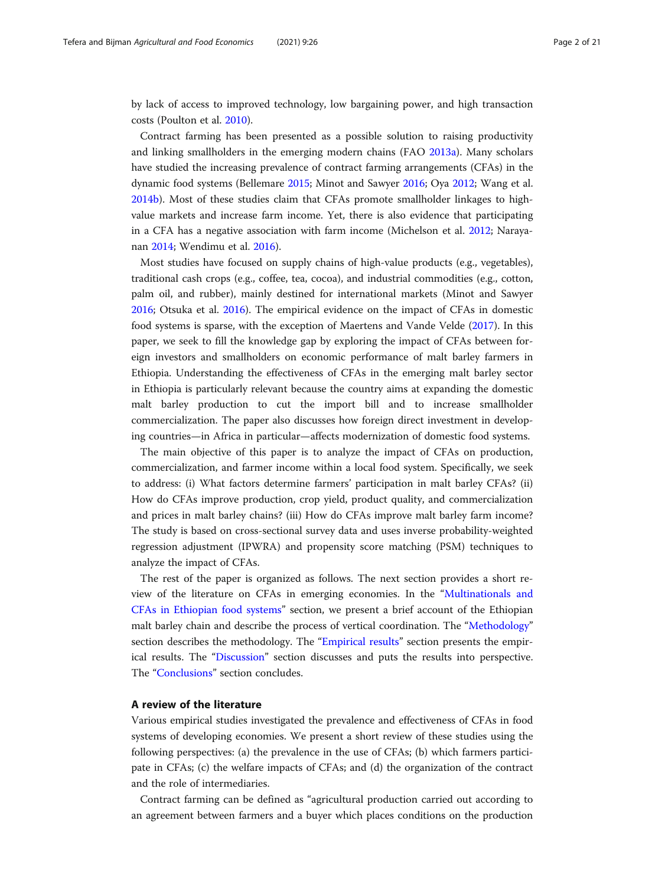by lack of access to improved technology, low bargaining power, and high transaction costs (Poulton et al. 2010).

Contract farming has been presented as a possible solution to raising productivity and linking smallholders in the emerging modern chains (FAO 2013a). Many scholars have studied the increasing prevalence of contract farming arrangements (CFAs) in the dynamic food systems (Bellemare 2015; Minot and Sawyer 2016; Oya 2012; Wang et al. 2014b). Most of these studies claim that CFAs promote smallholder linkages to high-value markets and increase farm income. Yet, there is also evidence that participating in a CFA has a negative association with farm income (Michelson et al. 2012; Narayanan 2014; Wendimu et al. 2016).

Most studies have focused on supply chains of high-value products (e.g., vegetables), traditional cash crops (e.g., coffee, tea, cocoa), and industrial commodities (e.g., cotton, palm oil, and rubber), mainly destined for international markets (Minot and Sawyer 2016; Otsuka et al. 2016). The empirical evidence on the impact of CFAs in domestic food systems is sparse, with the exception of Maertens and Vande Velde (2017). In this paper, we seek to fill the knowledge gap by exploring the impact of CFAs between foreign investors and smallholders on economic performance of malt barley farmers in Ethiopia. Understanding the effectiveness of CFAs in the emerging malt barley sector in Ethiopia is particularly relevant because the country aims at expanding the domestic malt barley production to cut the import bill and to increase smallholder commercialization. The paper also discusses how foreign direct investment in developing countries—in Africa in particular—affects modernization of domestic food systems.

The main objective of this paper is to analyze the impact of CFAs on production, commercialization, and farmer income within a local food system. Specifically, we seek to address: (i) What factors determine farmers' participation in malt barley CFAs? (ii) How do CFAs improve production, crop yield, product quality, and commercialization and prices in malt barley chains? (iii) How do CFAs improve malt barley farm income? The study is based on cross-sectional survey data and uses inverse probability-weighted regression adjustment (IPWRA) and propensity score matching (PSM) techniques to analyze the impact of CFAs.

The rest of the paper is organized as follows. The next section provides a short review of the literature on CFAs in emerging economies. In the "Multinationals and CFAs in Ethiopian food systems" section, we present a brief account of the Ethiopian malt barley chain and describe the process of vertical coordination. The "Methodology" section describes the methodology. The "Empirical results" section presents the empirical results. The "Discussion" section discusses and puts the results into perspective. The "Conclusions" section concludes.

## A review of the literature

Various empirical studies investigated the prevalence and effectiveness of CFAs in food systems of developing economies. We present a short review of these studies using the following perspectives: (a) the prevalence in the use of CFAs; (b) which farmers participate in CFAs; (c) the welfare impacts of CFAs; and (d) the organization of the contract and the role of intermediaries.

Contract farming can be defined as "agricultural production carried out according to an agreement between farmers and a buyer which places conditions on the production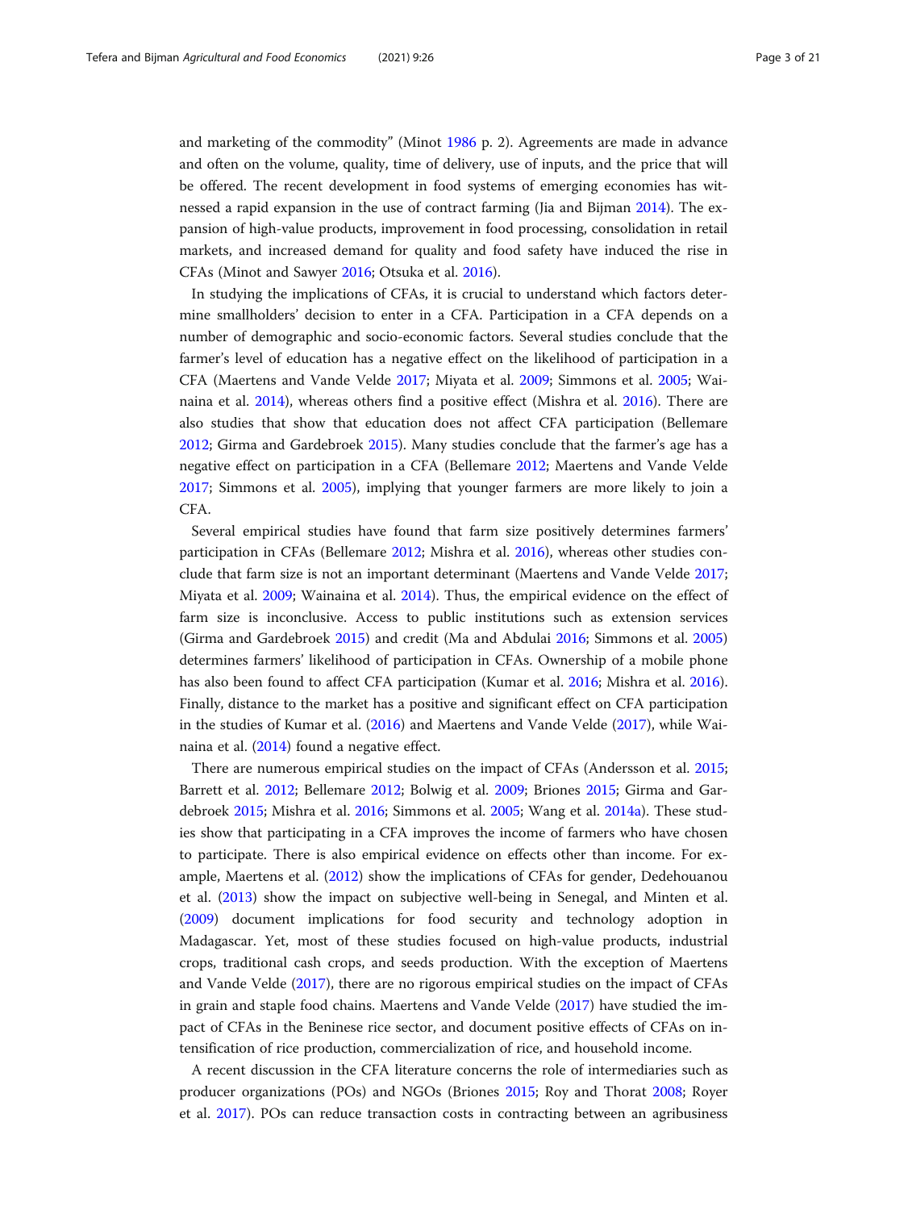and marketing of the commodity" (Minot 1986 p. 2). Agreements are made in advance and often on the volume, quality, time of delivery, use of inputs, and the price that will be offered. The recent development in food systems of emerging economies has witnessed a rapid expansion in the use of contract farming (Jia and Bijman 2014). The expansion of high-value products, improvement in food processing, consolidation in retail markets, and increased demand for quality and food safety have induced the rise in CFAs (Minot and Sawyer 2016; Otsuka et al. 2016).

In studying the implications of CFAs, it is crucial to understand which factors determine smallholders' decision to enter in a CFA. Participation in a CFA depends on a number of demographic and socio-economic factors. Several studies conclude that the farmer's level of education has a negative effect on the likelihood of participation in a CFA (Maertens and Vande Velde 2017; Miyata et al. 2009; Simmons et al. 2005; Wainaina et al. 2014), whereas others find a positive effect (Mishra et al. 2016). There are also studies that show that education does not affect CFA participation (Bellemare 2012; Girma and Gardebroek 2015). Many studies conclude that the farmer's age has a negative effect on participation in a CFA (Bellemare 2012; Maertens and Vande Velde 2017; Simmons et al. 2005), implying that younger farmers are more likely to join a CFA.

Several empirical studies have found that farm size positively determines farmers' participation in CFAs (Bellemare 2012; Mishra et al. 2016), whereas other studies conclude that farm size is not an important determinant (Maertens and Vande Velde 2017; Miyata et al. 2009; Wainaina et al. 2014). Thus, the empirical evidence on the effect of farm size is inconclusive. Access to public institutions such as extension services (Girma and Gardebroek 2015) and credit (Ma and Abdulai 2016; Simmons et al. 2005) determines farmers' likelihood of participation in CFAs. Ownership of a mobile phone has also been found to affect CFA participation (Kumar et al. 2016; Mishra et al. 2016). Finally, distance to the market has a positive and significant effect on CFA participation in the studies of Kumar et al. (2016) and Maertens and Vande Velde (2017), while Wainaina et al. (2014) found a negative effect.

There are numerous empirical studies on the impact of CFAs (Andersson et al. 2015; Barrett et al. 2012; Bellemare 2012; Bolwig et al. 2009; Briones 2015; Girma and Gardebroek 2015; Mishra et al. 2016; Simmons et al. 2005; Wang et al. 2014a). These studies show that participating in a CFA improves the income of farmers who have chosen to participate. There is also empirical evidence on effects other than income. For example, Maertens et al. (2012) show the implications of CFAs for gender, Dedehouanou et al. (2013) show the impact on subjective well-being in Senegal, and Minten et al. (2009) document implications for food security and technology adoption in Madagascar. Yet, most of these studies focused on high-value products, industrial crops, traditional cash crops, and seeds production. With the exception of Maertens and Vande Velde (2017), there are no rigorous empirical studies on the impact of CFAs in grain and staple food chains. Maertens and Vande Velde (2017) have studied the impact of CFAs in the Beninese rice sector, and document positive effects of CFAs on intensification of rice production, commercialization of rice, and household income.

A recent discussion in the CFA literature concerns the role of intermediaries such as producer organizations (POs) and NGOs (Briones 2015; Roy and Thorat 2008; Royer et al. 2017). POs can reduce transaction costs in contracting between an agribusiness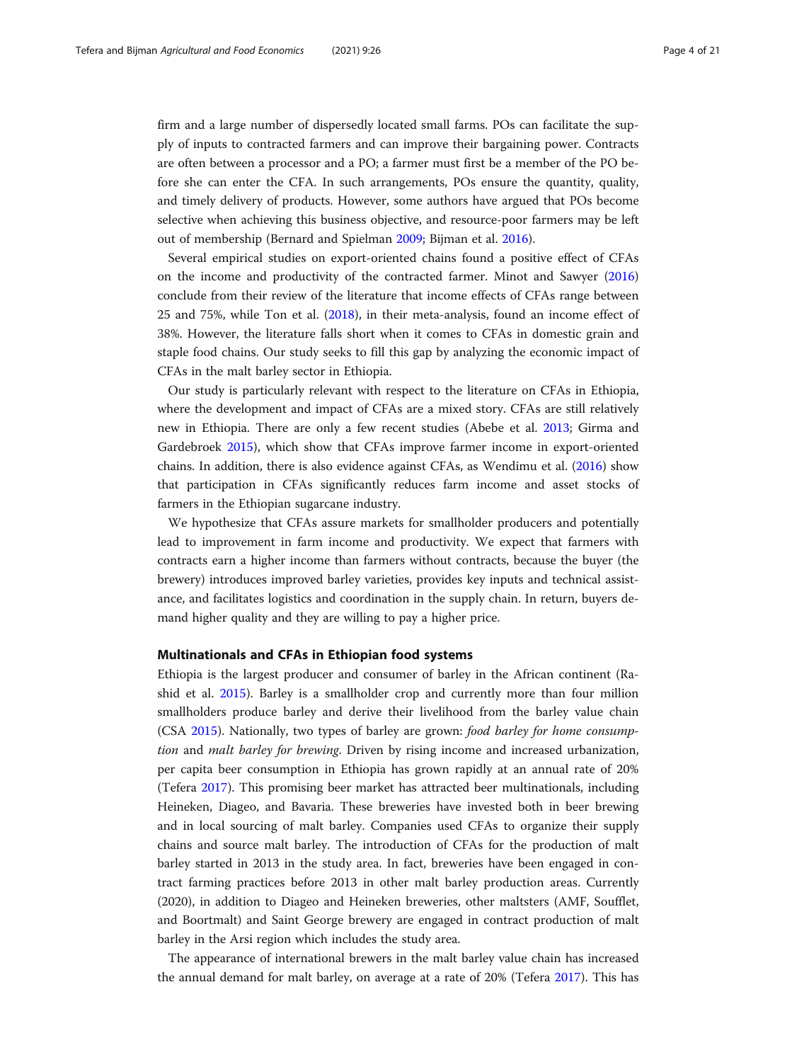firm and a large number of dispersedly located small farms. POs can facilitate the supply of inputs to contracted farmers and can improve their bargaining power. Contracts are often between a processor and a PO; a farmer must first be a member of the PO before she can enter the CFA. In such arrangements, POs ensure the quantity, quality, and timely delivery of products. However, some authors have argued that POs become selective when achieving this business objective, and resource-poor farmers may be left out of membership (Bernard and Spielman 2009; Bijman et al. 2016).

Several empirical studies on export-oriented chains found a positive effect of CFAs on the income and productivity of the contracted farmer. Minot and Sawyer (2016) conclude from their review of the literature that income effects of CFAs range between 25 and 75%, while Ton et al. (2018), in their meta-analysis, found an income effect of 38%. However, the literature falls short when it comes to CFAs in domestic grain and staple food chains. Our study seeks to fill this gap by analyzing the economic impact of CFAs in the malt barley sector in Ethiopia.

Our study is particularly relevant with respect to the literature on CFAs in Ethiopia, where the development and impact of CFAs are a mixed story. CFAs are still relatively new in Ethiopia. There are only a few recent studies (Abebe et al. 2013; Girma and Gardebroek 2015), which show that CFAs improve farmer income in export-oriented chains. In addition, there is also evidence against CFAs, as Wendimu et al. (2016) show that participation in CFAs significantly reduces farm income and asset stocks of farmers in the Ethiopian sugarcane industry.

We hypothesize that CFAs assure markets for smallholder producers and potentially lead to improvement in farm income and productivity. We expect that farmers with contracts earn a higher income than farmers without contracts, because the buyer (the brewery) introduces improved barley varieties, provides key inputs and technical assistance, and facilitates logistics and coordination in the supply chain. In return, buyers demand higher quality and they are willing to pay a higher price.

### Multinationals and CFAs in Ethiopian food systems

Ethiopia is the largest producer and consumer of barley in the African continent (Rashid et al. 2015). Barley is a smallholder crop and currently more than four million smallholders produce barley and derive their livelihood from the barley value chain (CSA 2015). Nationally, two types of barley are grown: *food barley for home consumption* and *malt barley for brewing*. Driven by rising income and increased urbanization, per capita beer consumption in Ethiopia has grown rapidly at an annual rate of 20% (Tefera 2017). This promising beer market has attracted beer multinationals, including Heineken, Diageo, and Bavaria. These breweries have invested both in beer brewing and in local sourcing of malt barley. Companies used CFAs to organize their supply chains and source malt barley. The introduction of CFAs for the production of malt barley started in 2013 in the study area. In fact, breweries have been engaged in contract farming practices before 2013 in other malt barley production areas. Currently (2020), in addition to Diageo and Heineken breweries, other maltsters (AMF, Soufflet, and Boortmalt) and Saint George brewery are engaged in contract production of malt barley in the Arsi region which includes the study area.

The appearance of international brewers in the malt barley value chain has increased the annual demand for malt barley, on average at a rate of 20% (Tefera 2017). This has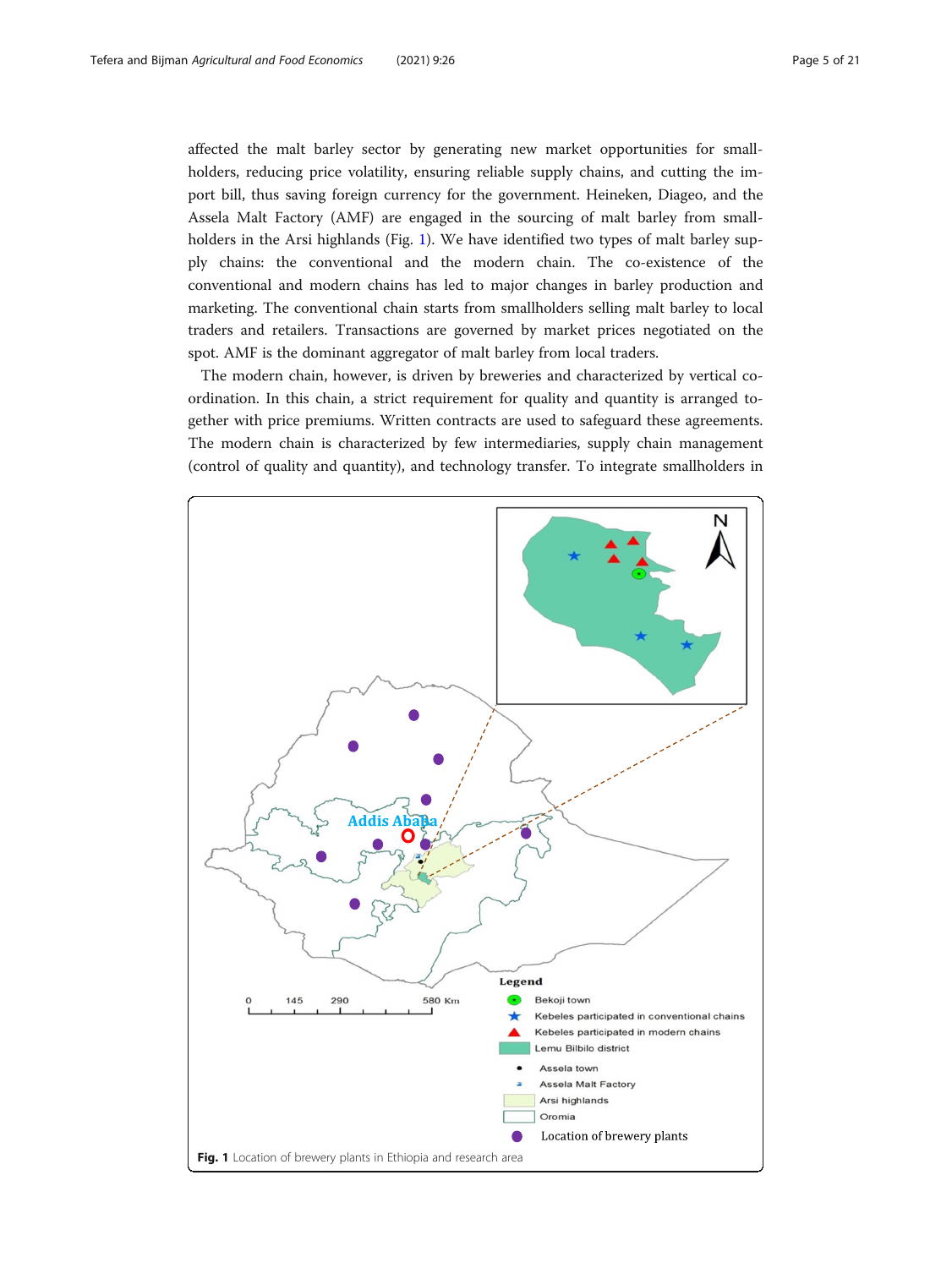affected the malt barley sector by generating new market opportunities for smallholders, reducing price volatility, ensuring reliable supply chains, and cutting the import bill, thus saving foreign currency for the government. Heineken, Diageo, and the Assela Malt Factory (AMF) are engaged in the sourcing of malt barley from smallholders in the Arsi highlands (Fig. 1). We have identified two types of malt barley supply chains: the conventional and the modern chain. The co-existence of the conventional and modern chains has led to major changes in barley production and marketing. The conventional chain starts from smallholders selling malt barley to local traders and retailers. Transactions are governed by market prices negotiated on the spot. AMF is the dominant aggregator of malt barley from local traders.

The modern chain, however, is driven by breweries and characterized by vertical coordination. In this chain, a strict requirement for quality and quantity is arranged together with price premiums. Written contracts are used to safeguard these agreements. The modern chain is characterized by few intermediaries, supply chain management (control of quality and quantity), and technology transfer. To integrate smallholders in

**Fig. 1** Location of brewery plants in Ethiopia and research area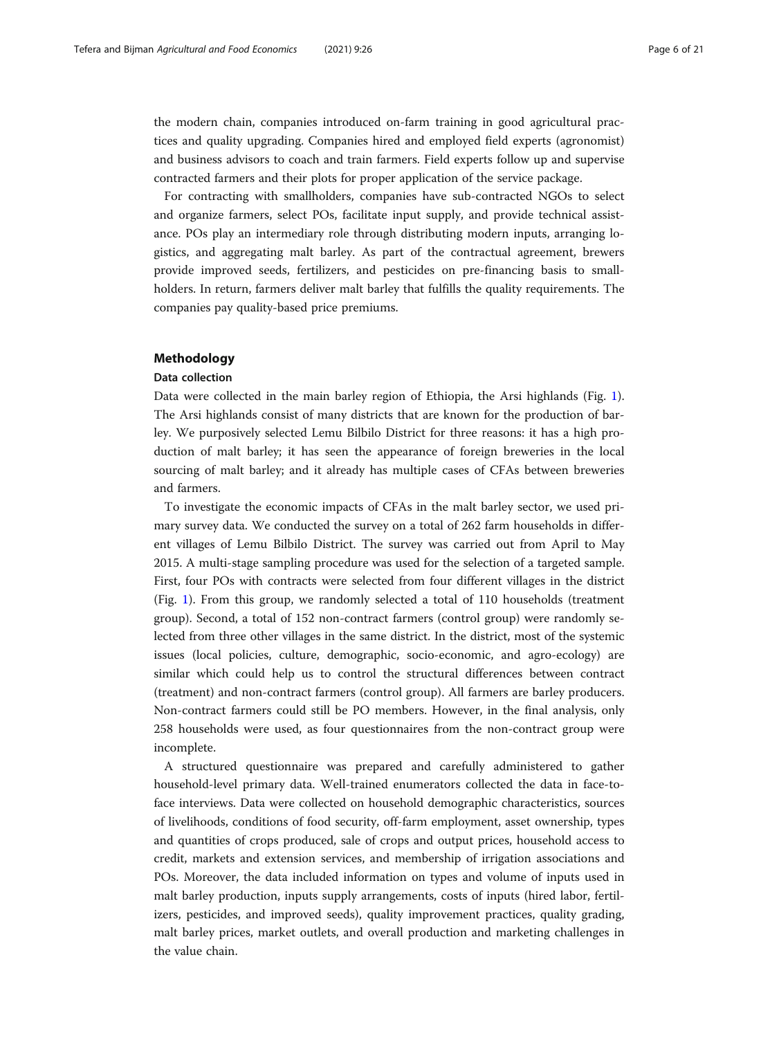the modern chain, companies introduced on-farm training in good agricultural practices and quality upgrading. Companies hired and employed field experts (agronomist) and business advisors to coach and train farmers. Field experts follow up and supervise contracted farmers and their plots for proper application of the service package.

For contracting with smallholders, companies have sub-contracted NGOs to select and organize farmers, select POs, facilitate input supply, and provide technical assistance. POs play an intermediary role through distributing modern inputs, arranging logistics, and aggregating malt barley. As part of the contractual agreement, brewers provide improved seeds, fertilizers, and pesticides on pre-financing basis to smallholders. In return, farmers deliver malt barley that fulfills the quality requirements. The companies pay quality-based price premiums.

## Methodology

### Data collection

Data were collected in the main barley region of Ethiopia, the Arsi highlands (Fig. 1). The Arsi highlands consist of many districts that are known for the production of barley. We purposively selected Lemu Bilbilo District for three reasons: it has a high production of malt barley; it has seen the appearance of foreign breweries in the local sourcing of malt barley; and it already has multiple cases of CFAs between breweries and farmers.

To investigate the economic impacts of CFAs in the malt barley sector, we used primary survey data. We conducted the survey on a total of 262 farm households in different villages of Lemu Bilbilo District. The survey was carried out from April to May 2015. A multi-stage sampling procedure was used for the selection of a targeted sample. First, four POs with contracts were selected from four different villages in the district (Fig. 1). From this group, we randomly selected a total of 110 households (treatment group). Second, a total of 152 non-contract farmers (control group) were randomly selected from three other villages in the same district. In the district, most of the systemic issues (local policies, culture, demographic, socio-economic, and agro-ecology) are similar which could help us to control the structural differences between contract (treatment) and non-contract farmers (control group). All farmers are barley producers. Non-contract farmers could still be PO members. However, in the final analysis, only 258 households were used, as four questionnaires from the non-contract group were incomplete.

A structured questionnaire was prepared and carefully administered to gather household-level primary data. Well-trained enumerators collected the data in face-to-face interviews. Data were collected on household demographic characteristics, sources of livelihoods, conditions of food security, off-farm employment, asset ownership, types and quantities of crops produced, sale of crops and output prices, household access to credit, markets and extension services, and membership of irrigation associations and POs. Moreover, the data included information on types and volume of inputs used in malt barley production, inputs supply arrangements, costs of inputs (hired labor, fertilizers, pesticides, and improved seeds), quality improvement practices, quality grading, malt barley prices, market outlets, and overall production and marketing challenges in the value chain.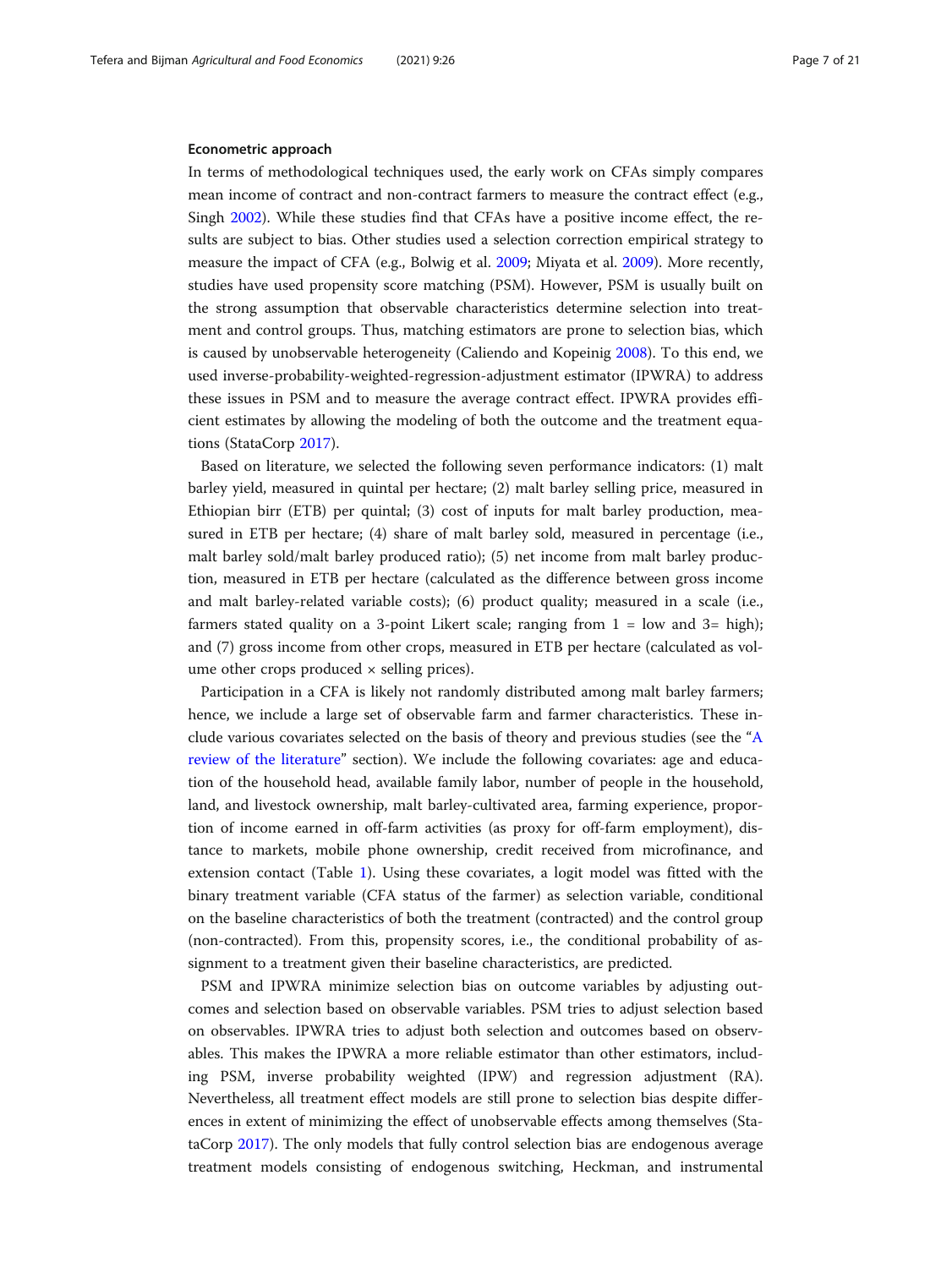#### Econometric approach

In terms of methodological techniques used, the early work on CFAs simply compares mean income of contract and non-contract farmers to measure the contract effect (e.g., Singh 2002). While these studies find that CFAs have a positive income effect, the results are subject to bias. Other studies used a selection correction empirical strategy to measure the impact of CFA (e.g., Bolwig et al. 2009; Miyata et al. 2009). More recently, studies have used propensity score matching (PSM). However, PSM is usually built on the strong assumption that observable characteristics determine selection into treatment and control groups. Thus, matching estimators are prone to selection bias, which is caused by unobservable heterogeneity (Caliendo and Kopeinig 2008). To this end, we used inverse-probability-weighted-regression-adjustment estimator (IPWRA) to address these issues in PSM and to measure the average contract effect. IPWRA provides efficient estimates by allowing the modeling of both the outcome and the treatment equations (StataCorp 2017).

Based on literature, we selected the following seven performance indicators: (1) malt barley yield, measured in quintal per hectare; (2) malt barley selling price, measured in Ethiopian birr (ETB) per quintal; (3) cost of inputs for malt barley production, measured in ETB per hectare; (4) share of malt barley sold, measured in percentage (i.e., malt barley sold/malt barley produced ratio); (5) net income from malt barley production, measured in ETB per hectare (calculated as the difference between gross income and malt barley-related variable costs); (6) product quality; measured in a scale (i.e., farmers stated quality on a 3-point Likert scale; ranging from 1 = low and 3= high); and (7) gross income from other crops, measured in ETB per hectare (calculated as volume other crops produced × selling prices).

Participation in a CFA is likely not randomly distributed among malt barley farmers; hence, we include a large set of observable farm and farmer characteristics. These include various covariates selected on the basis of theory and previous studies (see the "A review of the literature" section). We include the following covariates: age and education of the household head, available family labor, number of people in the household, land, and livestock ownership, malt barley-cultivated area, farming experience, proportion of income earned in off-farm activities (as proxy for off-farm employment), distance to markets, mobile phone ownership, credit received from microfinance, and extension contact (Table 1). Using these covariates, a logit model was fitted with the binary treatment variable (CFA status of the farmer) as selection variable, conditional on the baseline characteristics of both the treatment (contracted) and the control group (non-contracted). From this, propensity scores, i.e., the conditional probability of assignment to a treatment given their baseline characteristics, are predicted.

PSM and IPWRA minimize selection bias on outcome variables by adjusting outcomes and selection based on observable variables. PSM tries to adjust selection based on observables. IPWRA tries to adjust both selection and outcomes based on observables. This makes the IPWRA a more reliable estimator than other estimators, including PSM, inverse probability weighted (IPW) and regression adjustment (RA). Nevertheless, all treatment effect models are still prone to selection bias despite differences in extent of minimizing the effect of unobservable effects among themselves (StataCorp 2017). The only models that fully control selection bias are endogenous average treatment models consisting of endogenous switching, Heckman, and instrumental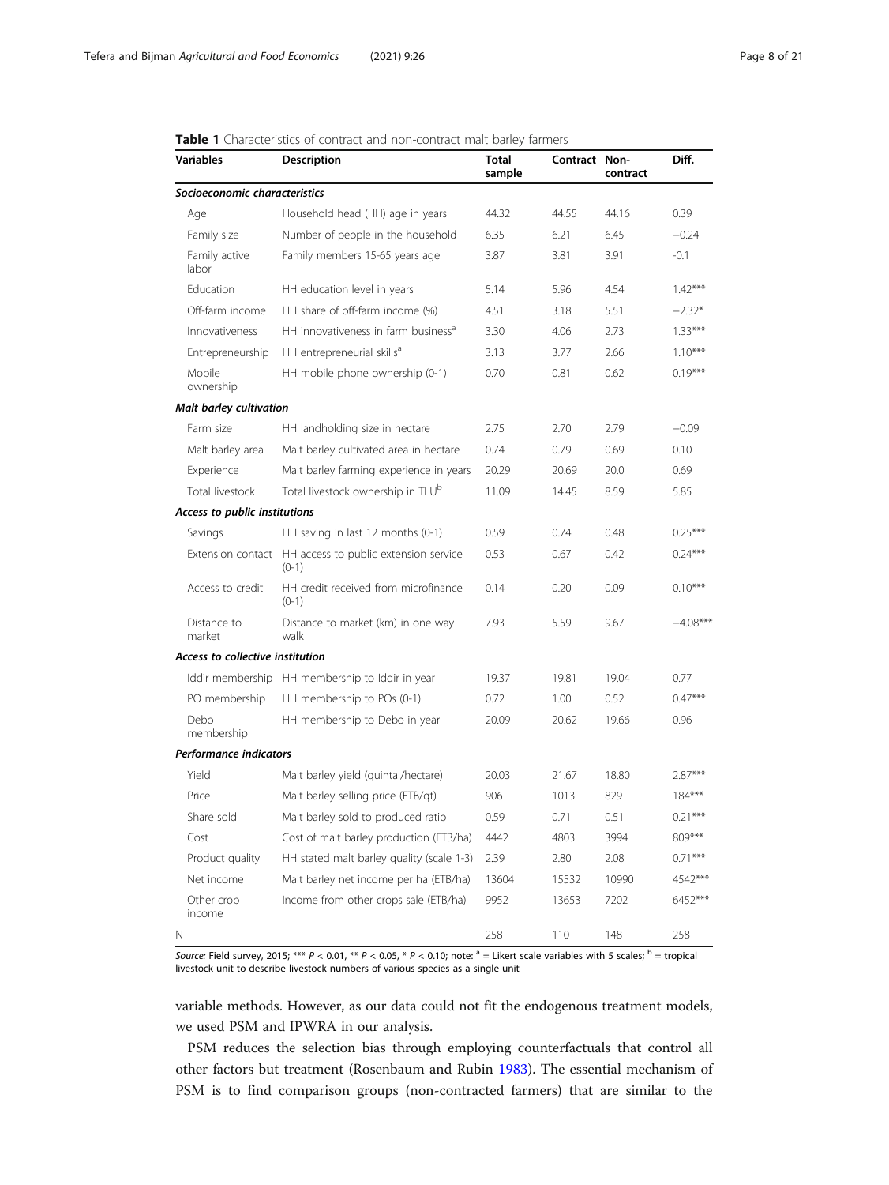**Table 1** Characteristics of contract and non-contract malt barley farmers

| Variables | Description | Total sample | Contract | Non-contract | Diff. |
|---|---|---|---|---|---|
| ***Socioeconomic characteristics*** | | | | | |
| Age | Household head (HH) age in years | 44.32 | 44.55 | 44.16 | 0.39 |
| Family size | Number of people in the household | 6.35 | 6.21 | 6.45 | −0.24 |
| Family active labor | Family members 15-65 years age | 3.87 | 3.81 | 3.91 | -0.1 |
| Education | HH education level in years | 5.14 | 5.96 | 4.54 | 1.42*** |
| Off-farm income | HH share of off-farm income (%) | 4.51 | 3.18 | 5.51 | −2.32* |
| Innovativeness | HH innovativeness in farm business[a] | 3.30 | 4.06 | 2.73 | 1.33*** |
| Entrepreneurship | HH entrepreneurial skills[a] | 3.13 | 3.77 | 2.66 | 1.10*** |
| Mobile ownership | HH mobile phone ownership (0-1) | 0.70 | 0.81 | 0.62 | 0.19*** |
| ***Malt barley cultivation*** | | | | | |
| Farm size | HH landholding size in hectare | 2.75 | 2.70 | 2.79 | −0.09 |
| Malt barley area | Malt barley cultivated area in hectare | 0.74 | 0.79 | 0.69 | 0.10 |
| Experience | Malt barley farming experience in years | 20.29 | 20.69 | 20.0 | 0.69 |
| Total livestock | Total livestock ownership in TLU[b] | 11.09 | 14.45 | 8.59 | 5.85 |
| ***Access to public institutions*** | | | | | |
| Savings | HH saving in last 12 months (0-1) | 0.59 | 0.74 | 0.48 | 0.25*** |
| Extension contact | HH access to public extension service (0-1) | 0.53 | 0.67 | 0.42 | 0.24*** |
| Access to credit | HH credit received from microfinance (0-1) | 0.14 | 0.20 | 0.09 | 0.10*** |
| Distance to market | Distance to market (km) in one way walk | 7.93 | 5.59 | 9.67 | −4.08*** |
| ***Access to collective institution*** | | | | | |
| Iddir membership | HH membership to Iddir in year | 19.37 | 19.81 | 19.04 | 0.77 |
| PO membership | HH membership to POs (0-1) | 0.72 | 1.00 | 0.52 | 0.47*** |
| Debo membership | HH membership to Debo in year | 20.09 | 20.62 | 19.66 | 0.96 |
| ***Performance indicators*** | | | | | |
| Yield | Malt barley yield (quintal/hectare) | 20.03 | 21.67 | 18.80 | 2.87*** |
| Price | Malt barley selling price (ETB/qt) | 906 | 1013 | 829 | 184*** |
| Share sold | Malt barley sold to produced ratio | 0.59 | 0.71 | 0.51 | 0.21*** |
| Cost | Cost of malt barley production (ETB/ha) | 4442 | 4803 | 3994 | 809*** |
| Product quality | HH stated malt barley quality (scale 1-3) | 2.39 | 2.80 | 2.08 | 0.71*** |
| Net income | Malt barley net income per ha (ETB/ha) | 13604 | 15532 | 10990 | 4542*** |
| Other crop income | Income from other crops sale (ETB/ha) | 9952 | 13653 | 7202 | 6452*** |
| N | | 258 | 110 | 148 | 258 |

*Source:* Field survey, 2015; *** $P < 0.01$, ** $P < 0.05$, * $P < 0.10$; note: [a] = Likert scale variables with 5 scales; [b] = tropical livestock unit to describe livestock numbers of various species as a single unit

variable methods. However, as our data could not fit the endogenous treatment models, we used PSM and IPWRA in our analysis.

PSM reduces the selection bias through employing counterfactuals that control all other factors but treatment (Rosenbaum and Rubin 1983). The essential mechanism of PSM is to find comparison groups (non-contracted farmers) that are similar to the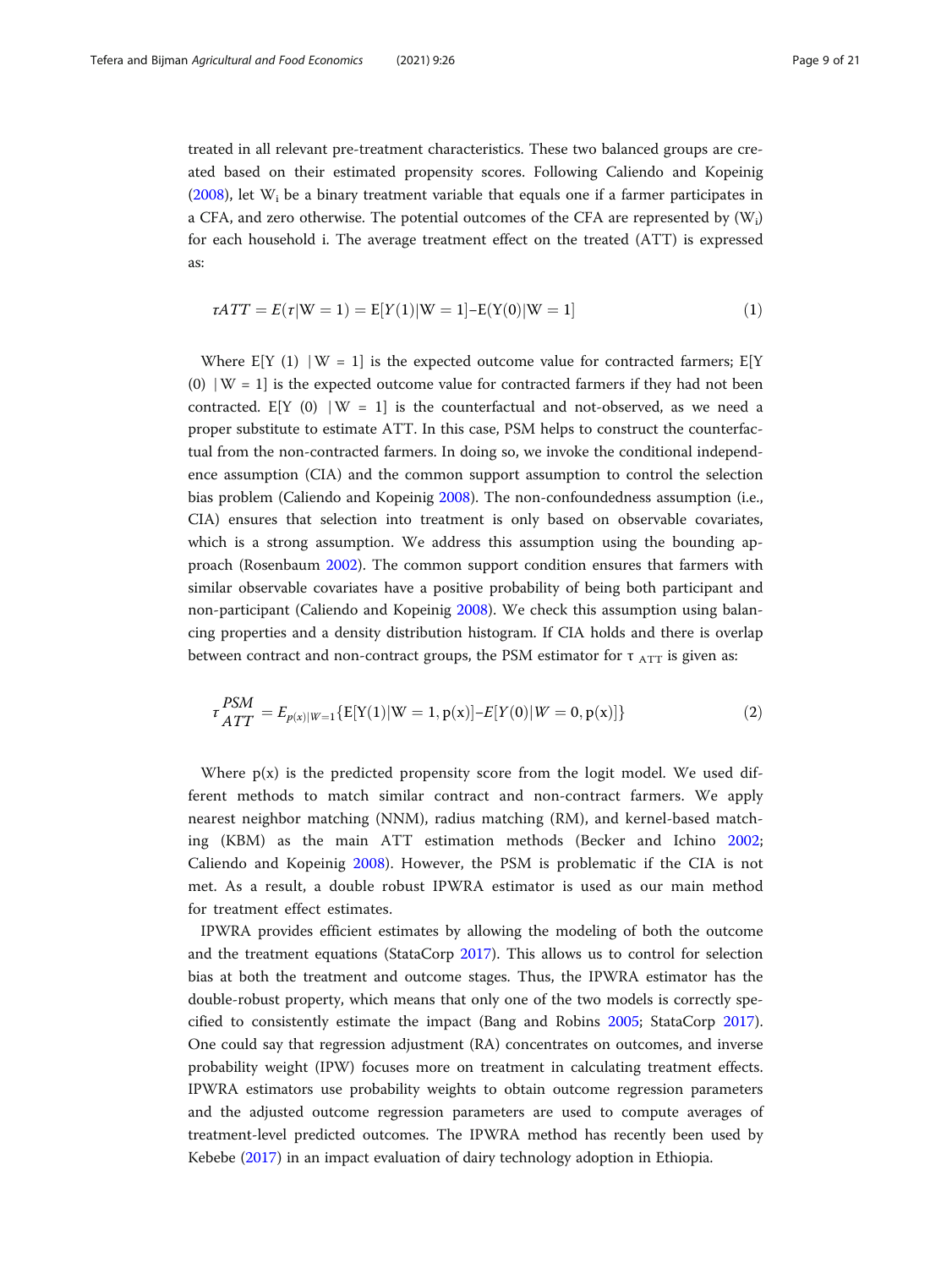treated in all relevant pre-treatment characteristics. These two balanced groups are created based on their estimated propensity scores. Following Caliendo and Kopeinig (2008), let $W_i$ be a binary treatment variable that equals one if a farmer participates in a CFA, and zero otherwise. The potential outcomes of the CFA are represented by ($W_i$) for each household i. The average treatment effect on the treated (ATT) is expressed as:

$$\tau ATT = E(\tau|\mathrm{W}=1) = \mathrm{E}[Y(1)|\mathrm{W}=1] - \mathrm{E}(\mathrm{Y}(0)|\mathrm{W}=1] \tag{1}$$

Where E[Y (1) | W = 1] is the expected outcome value for contracted farmers; E[Y (0) | W = 1] is the expected outcome value for contracted farmers if they had not been contracted. E[Y (0) | W = 1] is the counterfactual and not-observed, as we need a proper substitute to estimate ATT. In this case, PSM helps to construct the counterfactual from the non-contracted farmers. In doing so, we invoke the conditional independence assumption (CIA) and the common support assumption to control the selection bias problem (Caliendo and Kopeinig 2008). The non-confoundedness assumption (i.e., CIA) ensures that selection into treatment is only based on observable covariates, which is a strong assumption. We address this assumption using the bounding approach (Rosenbaum 2002). The common support condition ensures that farmers with similar observable covariates have a positive probability of being both participant and non-participant (Caliendo and Kopeinig 2008). We check this assumption using balancing properties and a density distribution histogram. If CIA holds and there is overlap between contract and non-contract groups, the PSM estimator for $\tau_{ATT}$ is given as:

$$\tau_{ATT}^{PSM} = E_{p(x)|W=1}\{\mathrm{E}[\mathrm{Y}(1)|\mathrm{W}=1, \mathrm{p(x)}] - E[Y(0)|W=0, \mathrm{p(x)}]\} \tag{2}$$

Where p(x) is the predicted propensity score from the logit model. We used different methods to match similar contract and non-contract farmers. We apply nearest neighbor matching (NNM), radius matching (RM), and kernel-based matching (KBM) as the main ATT estimation methods (Becker and Ichino 2002; Caliendo and Kopeinig 2008). However, the PSM is problematic if the CIA is not met. As a result, a double robust IPWRA estimator is used as our main method for treatment effect estimates.

IPWRA provides efficient estimates by allowing the modeling of both the outcome and the treatment equations (StataCorp 2017). This allows us to control for selection bias at both the treatment and outcome stages. Thus, the IPWRA estimator has the double-robust property, which means that only one of the two models is correctly specified to consistently estimate the impact (Bang and Robins 2005; StataCorp 2017). One could say that regression adjustment (RA) concentrates on outcomes, and inverse probability weight (IPW) focuses more on treatment in calculating treatment effects. IPWRA estimators use probability weights to obtain outcome regression parameters and the adjusted outcome regression parameters are used to compute averages of treatment-level predicted outcomes. The IPWRA method has recently been used by Kebebe (2017) in an impact evaluation of dairy technology adoption in Ethiopia.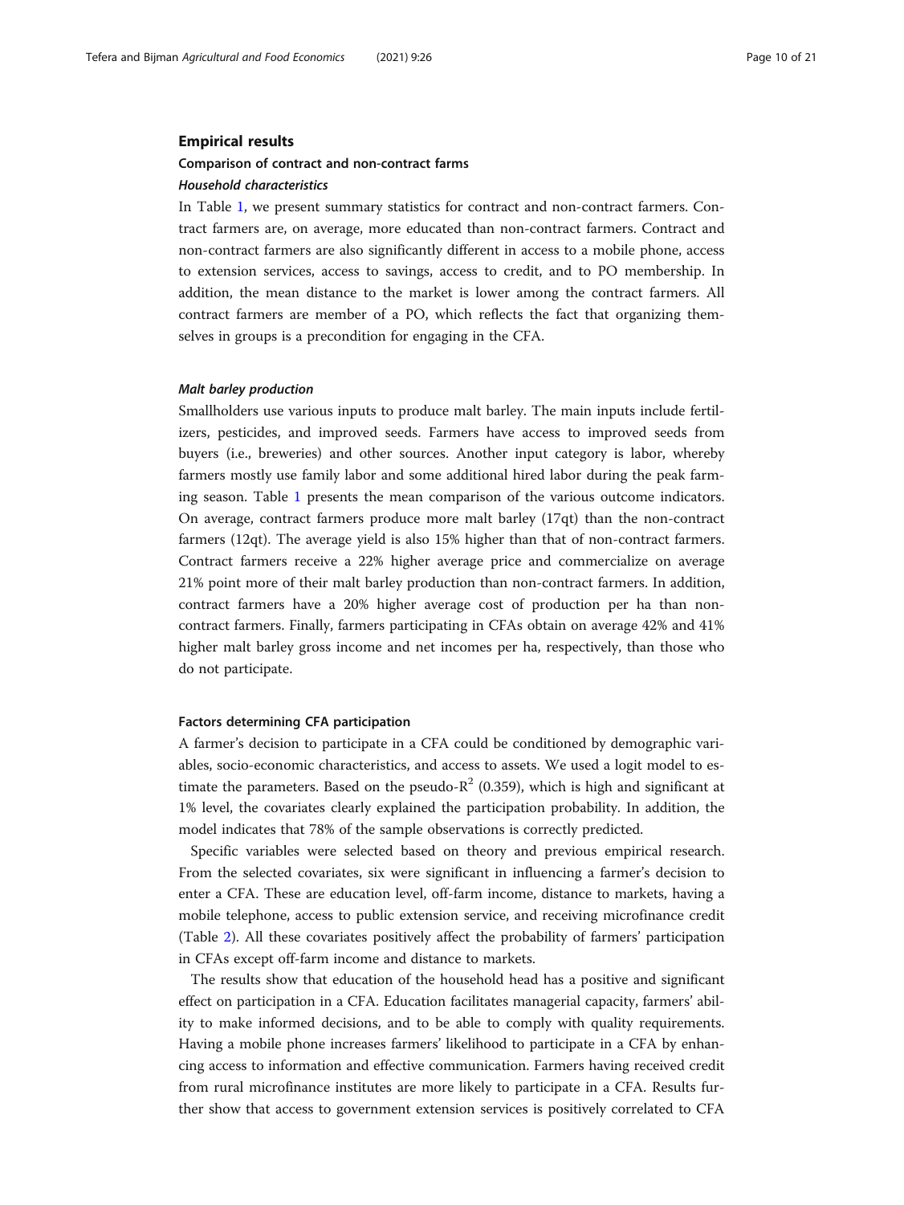## Empirical results

### Comparison of contract and non-contract farms

#### *Household characteristics*

In Table 1, we present summary statistics for contract and non-contract farmers. Contract farmers are, on average, more educated than non-contract farmers. Contract and non-contract farmers are also significantly different in access to a mobile phone, access to extension services, access to savings, access to credit, and to PO membership. In addition, the mean distance to the market is lower among the contract farmers. All contract farmers are member of a PO, which reflects the fact that organizing themselves in groups is a precondition for engaging in the CFA.

#### *Malt barley production*

Smallholders use various inputs to produce malt barley. The main inputs include fertilizers, pesticides, and improved seeds. Farmers have access to improved seeds from buyers (i.e., breweries) and other sources. Another input category is labor, whereby farmers mostly use family labor and some additional hired labor during the peak farming season. Table 1 presents the mean comparison of the various outcome indicators. On average, contract farmers produce more malt barley (17qt) than the non-contract farmers (12qt). The average yield is also 15% higher than that of non-contract farmers. Contract farmers receive a 22% higher average price and commercialize on average 21% point more of their malt barley production than non-contract farmers. In addition, contract farmers have a 20% higher average cost of production per ha than non-contract farmers. Finally, farmers participating in CFAs obtain on average 42% and 41% higher malt barley gross income and net incomes per ha, respectively, than those who do not participate.

### Factors determining CFA participation

A farmer's decision to participate in a CFA could be conditioned by demographic variables, socio-economic characteristics, and access to assets. We used a logit model to estimate the parameters. Based on the pseudo-$R^2$ (0.359), which is high and significant at 1% level, the covariates clearly explained the participation probability. In addition, the model indicates that 78% of the sample observations is correctly predicted.

Specific variables were selected based on theory and previous empirical research. From the selected covariates, six were significant in influencing a farmer's decision to enter a CFA. These are education level, off-farm income, distance to markets, having a mobile telephone, access to public extension service, and receiving microfinance credit (Table 2). All these covariates positively affect the probability of farmers' participation in CFAs except off-farm income and distance to markets.

The results show that education of the household head has a positive and significant effect on participation in a CFA. Education facilitates managerial capacity, farmers' ability to make informed decisions, and to be able to comply with quality requirements. Having a mobile phone increases farmers' likelihood to participate in a CFA by enhancing access to information and effective communication. Farmers having received credit from rural microfinance institutes are more likely to participate in a CFA. Results further show that access to government extension services is positively correlated to CFA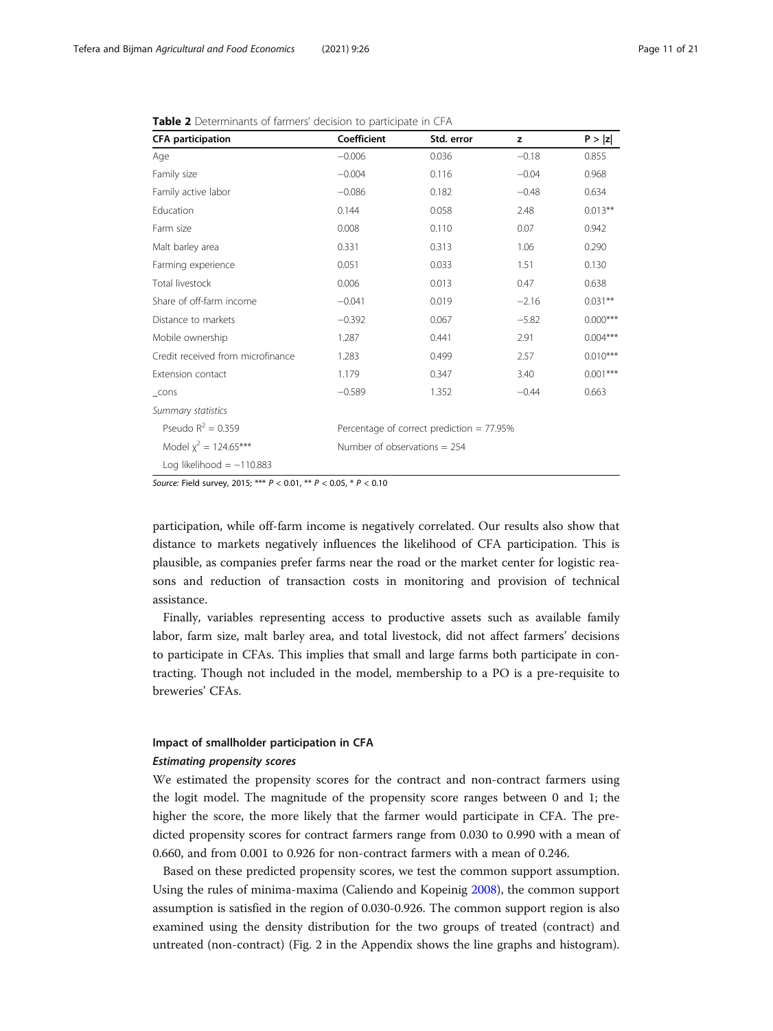**Table 2** Determinants of farmers' decision to participate in CFA

| CFA participation | Coefficient | Std. error | z | P > \|z\| |
|---|---|---|---|---|
| Age | −0.006 | 0.036 | −0.18 | 0.855 |
| Family size | −0.004 | 0.116 | −0.04 | 0.968 |
| Family active labor | −0.086 | 0.182 | −0.48 | 0.634 |
| Education | 0.144 | 0.058 | 2.48 | 0.013** |
| Farm size | 0.008 | 0.110 | 0.07 | 0.942 |
| Malt barley area | 0.331 | 0.313 | 1.06 | 0.290 |
| Farming experience | 0.051 | 0.033 | 1.51 | 0.130 |
| Total livestock | 0.006 | 0.013 | 0.47 | 0.638 |
| Share of off-farm income | −0.041 | 0.019 | −2.16 | 0.031** |
| Distance to markets | −0.392 | 0.067 | −5.82 | 0.000*** |
| Mobile ownership | 1.287 | 0.441 | 2.91 | 0.004*** |
| Credit received from microfinance | 1.283 | 0.499 | 2.57 | 0.010*** |
| Extension contact | 1.179 | 0.347 | 3.40 | 0.001*** |
| _cons | −0.589 | 1.352 | −0.44 | 0.663 |
| *Summary statistics* | | | | |
| Pseudo $R^2 = 0.359$ | Percentage of correct prediction = 77.95% | | | |
| Model $\chi^2 = 124.65$*** | Number of observations = 254 | | | |
| Log likelihood = −110.883 | | | | |

*Source:* Field survey, 2015; *** $P < 0.01$, ** $P < 0.05$, * $P < 0.10$

participation, while off-farm income is negatively correlated. Our results also show that distance to markets negatively influences the likelihood of CFA participation. This is plausible, as companies prefer farms near the road or the market center for logistic reasons and reduction of transaction costs in monitoring and provision of technical assistance.

Finally, variables representing access to productive assets such as available family labor, farm size, malt barley area, and total livestock, did not affect farmers' decisions to participate in CFAs. This implies that small and large farms both participate in contracting. Though not included in the model, membership to a PO is a pre-requisite to breweries' CFAs.

### Impact of smallholder participation in CFA

#### *Estimating propensity scores*

We estimated the propensity scores for the contract and non-contract farmers using the logit model. The magnitude of the propensity score ranges between 0 and 1; the higher the score, the more likely that the farmer would participate in CFA. The predicted propensity scores for contract farmers range from 0.030 to 0.990 with a mean of 0.660, and from 0.001 to 0.926 for non-contract farmers with a mean of 0.246.

Based on these predicted propensity scores, we test the common support assumption. Using the rules of minima-maxima (Caliendo and Kopeinig 2008), the common support assumption is satisfied in the region of 0.030-0.926. The common support region is also examined using the density distribution for the two groups of treated (contract) and untreated (non-contract) (Fig. 2 in the Appendix shows the line graphs and histogram).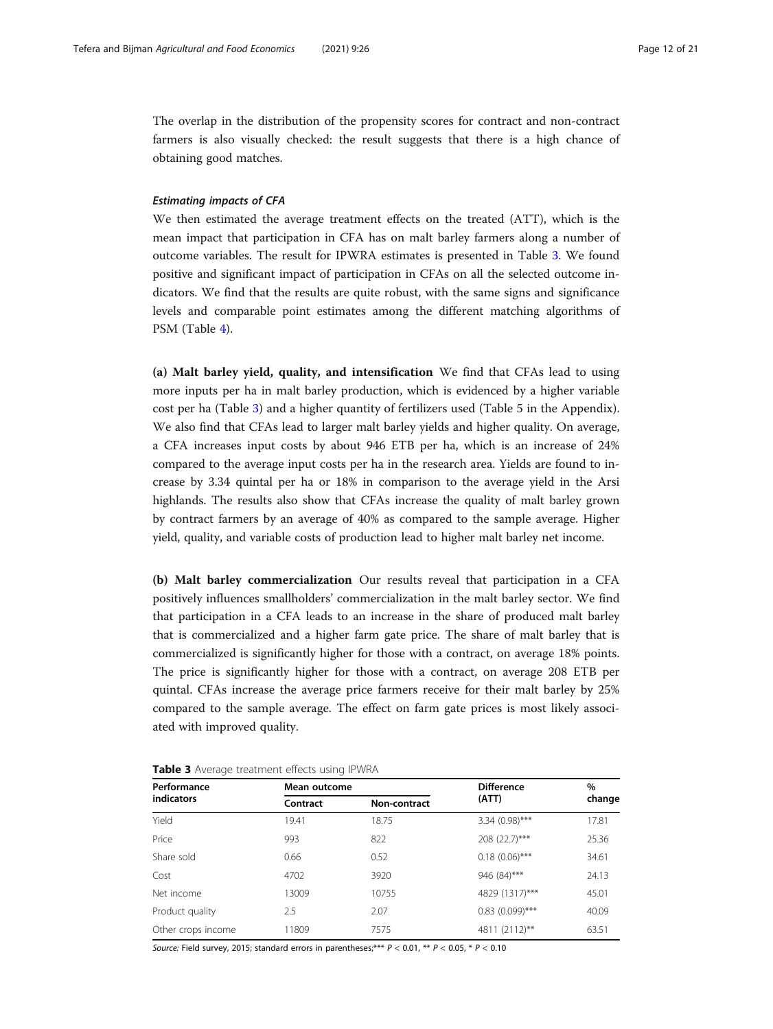The overlap in the distribution of the propensity scores for contract and non-contract farmers is also visually checked: the result suggests that there is a high chance of obtaining good matches.

#### *Estimating impacts of CFA*

We then estimated the average treatment effects on the treated (ATT), which is the mean impact that participation in CFA has on malt barley farmers along a number of outcome variables. The result for IPWRA estimates is presented in Table 3. We found positive and significant impact of participation in CFAs on all the selected outcome indicators. We find that the results are quite robust, with the same signs and significance levels and comparable point estimates among the different matching algorithms of PSM (Table 4).

**(a) Malt barley yield, quality, and intensification** We find that CFAs lead to using more inputs per ha in malt barley production, which is evidenced by a higher variable cost per ha (Table 3) and a higher quantity of fertilizers used (Table 5 in the Appendix). We also find that CFAs lead to larger malt barley yields and higher quality. On average, a CFA increases input costs by about 946 ETB per ha, which is an increase of 24% compared to the average input costs per ha in the research area. Yields are found to increase by 3.34 quintal per ha or 18% in comparison to the average yield in the Arsi highlands. The results also show that CFAs increase the quality of malt barley grown by contract farmers by an average of 40% as compared to the sample average. Higher yield, quality, and variable costs of production lead to higher malt barley net income.

**(b) Malt barley commercialization** Our results reveal that participation in a CFA positively influences smallholders' commercialization in the malt barley sector. We find that participation in a CFA leads to an increase in the share of produced malt barley that is commercialized and a higher farm gate price. The share of malt barley that is commercialized is significantly higher for those with a contract, on average 18% points. The price is significantly higher for those with a contract, on average 208 ETB per quintal. CFAs increase the average price farmers receive for their malt barley by 25% compared to the sample average. The effect on farm gate prices is most likely associated with improved quality.

**Table 3** Average treatment effects using IPWRA

| Performance indicators | Mean outcome | | Difference (ATT) | % change |
|---|---|---|---|---|
| | Contract | Non-contract | | |
| Yield | 19.41 | 18.75 | 3.34 (0.98)*** | 17.81 |
| Price | 993 | 822 | 208 (22.7)*** | 25.36 |
| Share sold | 0.66 | 0.52 | 0.18 (0.06)*** | 34.61 |
| Cost | 4702 | 3920 | 946 (84)*** | 24.13 |
| Net income | 13009 | 10755 | 4829 (1317)*** | 45.01 |
| Product quality | 2.5 | 2.07 | 0.83 (0.099)*** | 40.09 |
| Other crops income | 11809 | 7575 | 4811 (2112)** | 63.51 |

*Source:* Field survey, 2015; standard errors in parentheses;*** $P < 0.01$, ** $P < 0.05$, * $P < 0.10$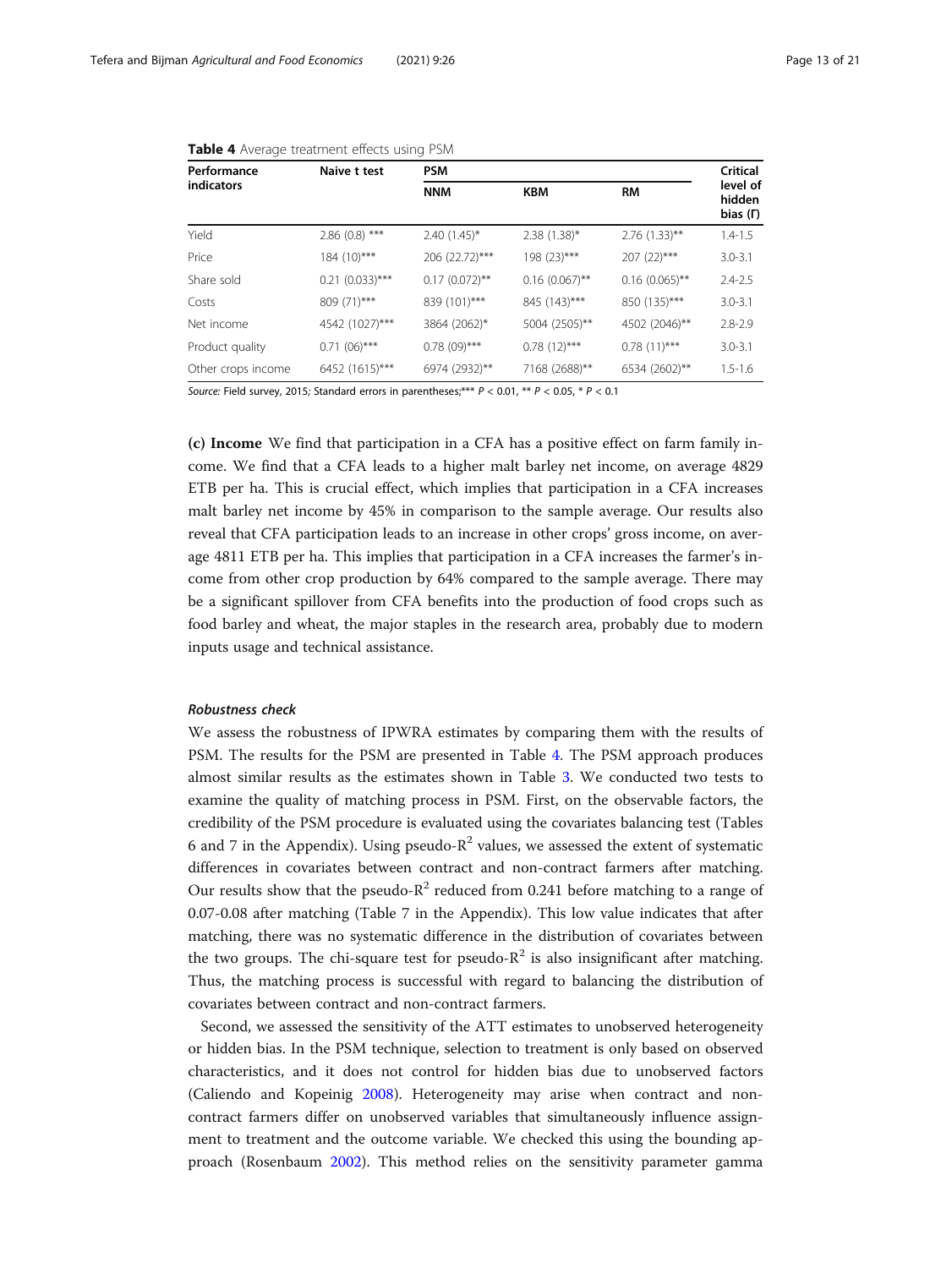**Table 4** Average treatment effects using PSM

| Performance indicators | Naive t test | PSM | | | Critical level of hidden bias (Γ) |
|---|---|---|---|---|---|
| | | NNM | KBM | RM | |
| Yield | 2.86 (0.8) *** | 2.40 (1.45)* | 2.38 (1.38)* | 2.76 (1.33)** | 1.4-1.5 |
| Price | 184 (10)*** | 206 (22.72)*** | 198 (23)*** | 207 (22)*** | 3.0-3.1 |
| Share sold | 0.21 (0.033)*** | 0.17 (0.072)** | 0.16 (0.067)** | 0.16 (0.065)** | 2.4-2.5 |
| Costs | 809 (71)*** | 839 (101)*** | 845 (143)*** | 850 (135)*** | 3.0-3.1 |
| Net income | 4542 (1027)*** | 3864 (2062)* | 5004 (2505)** | 4502 (2046)** | 2.8-2.9 |
| Product quality | 0.71 (06)*** | 0.78 (09)*** | 0.78 (12)*** | 0.78 (11)*** | 3.0-3.1 |
| Other crops income | 6452 (1615)*** | 6974 (2932)** | 7168 (2688)** | 6534 (2602)** | 1.5-1.6 |

*Source:* Field survey, 2015; Standard errors in parentheses;*** $P < 0.01$, ** $P < 0.05$, * $P < 0.1$

**(c) Income** We find that participation in a CFA has a positive effect on farm family income. We find that a CFA leads to a higher malt barley net income, on average 4829 ETB per ha. This is crucial effect, which implies that participation in a CFA increases malt barley net income by 45% in comparison to the sample average. Our results also reveal that CFA participation leads to an increase in other crops' gross income, on average 4811 ETB per ha. This implies that participation in a CFA increases the farmer's income from other crop production by 64% compared to the sample average. There may be a significant spillover from CFA benefits into the production of food crops such as food barley and wheat, the major staples in the research area, probably due to modern inputs usage and technical assistance.

#### *Robustness check*

We assess the robustness of IPWRA estimates by comparing them with the results of PSM. The results for the PSM are presented in Table 4. The PSM approach produces almost similar results as the estimates shown in Table 3. We conducted two tests to examine the quality of matching process in PSM. First, on the observable factors, the credibility of the PSM procedure is evaluated using the covariates balancing test (Tables 6 and 7 in the Appendix). Using pseudo-$R^2$ values, we assessed the extent of systematic differences in covariates between contract and non-contract farmers after matching. Our results show that the pseudo-$R^2$ reduced from 0.241 before matching to a range of 0.07-0.08 after matching (Table 7 in the Appendix). This low value indicates that after matching, there was no systematic difference in the distribution of covariates between the two groups. The chi-square test for pseudo-$R^2$ is also insignificant after matching. Thus, the matching process is successful with regard to balancing the distribution of covariates between contract and non-contract farmers.

Second, we assessed the sensitivity of the ATT estimates to unobserved heterogeneity or hidden bias. In the PSM technique, selection to treatment is only based on observed characteristics, and it does not control for hidden bias due to unobserved factors (Caliendo and Kopeinig 2008). Heterogeneity may arise when contract and non-contract farmers differ on unobserved variables that simultaneously influence assignment to treatment and the outcome variable. We checked this using the bounding approach (Rosenbaum 2002). This method relies on the sensitivity parameter gamma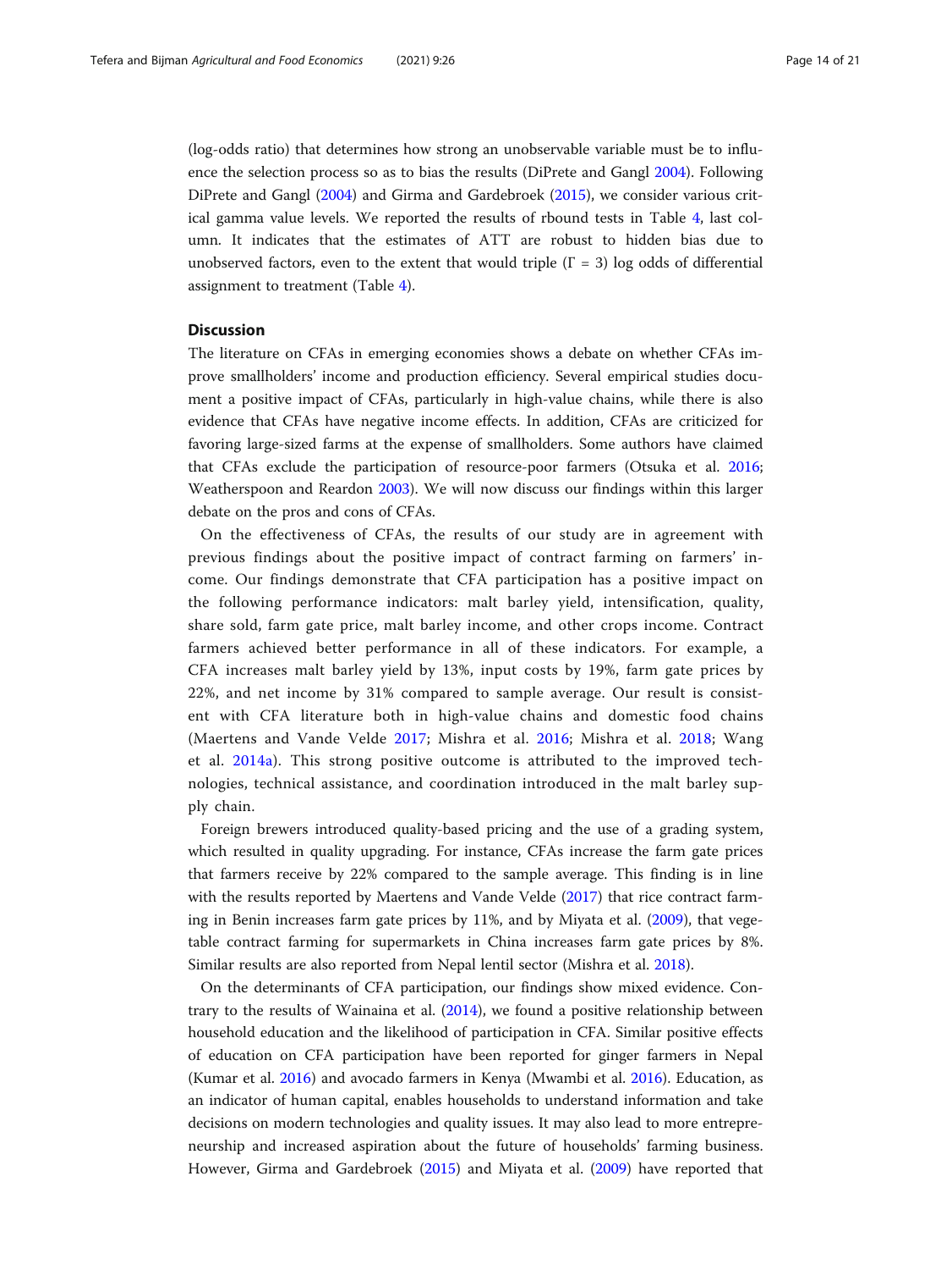(log-odds ratio) that determines how strong an unobservable variable must be to influence the selection process so as to bias the results (DiPrete and Gangl 2004). Following DiPrete and Gangl (2004) and Girma and Gardebroek (2015), we consider various critical gamma value levels. We reported the results of rbound tests in Table 4, last column. It indicates that the estimates of ATT are robust to hidden bias due to unobserved factors, even to the extent that would triple ($\Gamma = 3$) log odds of differential assignment to treatment (Table 4).

## Discussion

The literature on CFAs in emerging economies shows a debate on whether CFAs improve smallholders' income and production efficiency. Several empirical studies document a positive impact of CFAs, particularly in high-value chains, while there is also evidence that CFAs have negative income effects. In addition, CFAs are criticized for favoring large-sized farms at the expense of smallholders. Some authors have claimed that CFAs exclude the participation of resource-poor farmers (Otsuka et al. 2016; Weatherspoon and Reardon 2003). We will now discuss our findings within this larger debate on the pros and cons of CFAs.

On the effectiveness of CFAs, the results of our study are in agreement with previous findings about the positive impact of contract farming on farmers' income. Our findings demonstrate that CFA participation has a positive impact on the following performance indicators: malt barley yield, intensification, quality, share sold, farm gate price, malt barley income, and other crops income. Contract farmers achieved better performance in all of these indicators. For example, a CFA increases malt barley yield by 13%, input costs by 19%, farm gate prices by 22%, and net income by 31% compared to sample average. Our result is consistent with CFA literature both in high-value chains and domestic food chains (Maertens and Vande Velde 2017; Mishra et al. 2016; Mishra et al. 2018; Wang et al. 2014a). This strong positive outcome is attributed to the improved technologies, technical assistance, and coordination introduced in the malt barley supply chain.

Foreign brewers introduced quality-based pricing and the use of a grading system, which resulted in quality upgrading. For instance, CFAs increase the farm gate prices that farmers receive by 22% compared to the sample average. This finding is in line with the results reported by Maertens and Vande Velde (2017) that rice contract farming in Benin increases farm gate prices by 11%, and by Miyata et al. (2009), that vegetable contract farming for supermarkets in China increases farm gate prices by 8%. Similar results are also reported from Nepal lentil sector (Mishra et al. 2018).

On the determinants of CFA participation, our findings show mixed evidence. Contrary to the results of Wainaina et al. (2014), we found a positive relationship between household education and the likelihood of participation in CFA. Similar positive effects of education on CFA participation have been reported for ginger farmers in Nepal (Kumar et al. 2016) and avocado farmers in Kenya (Mwambi et al. 2016). Education, as an indicator of human capital, enables households to understand information and take decisions on modern technologies and quality issues. It may also lead to more entrepreneurship and increased aspiration about the future of households' farming business. However, Girma and Gardebroek (2015) and Miyata et al. (2009) have reported that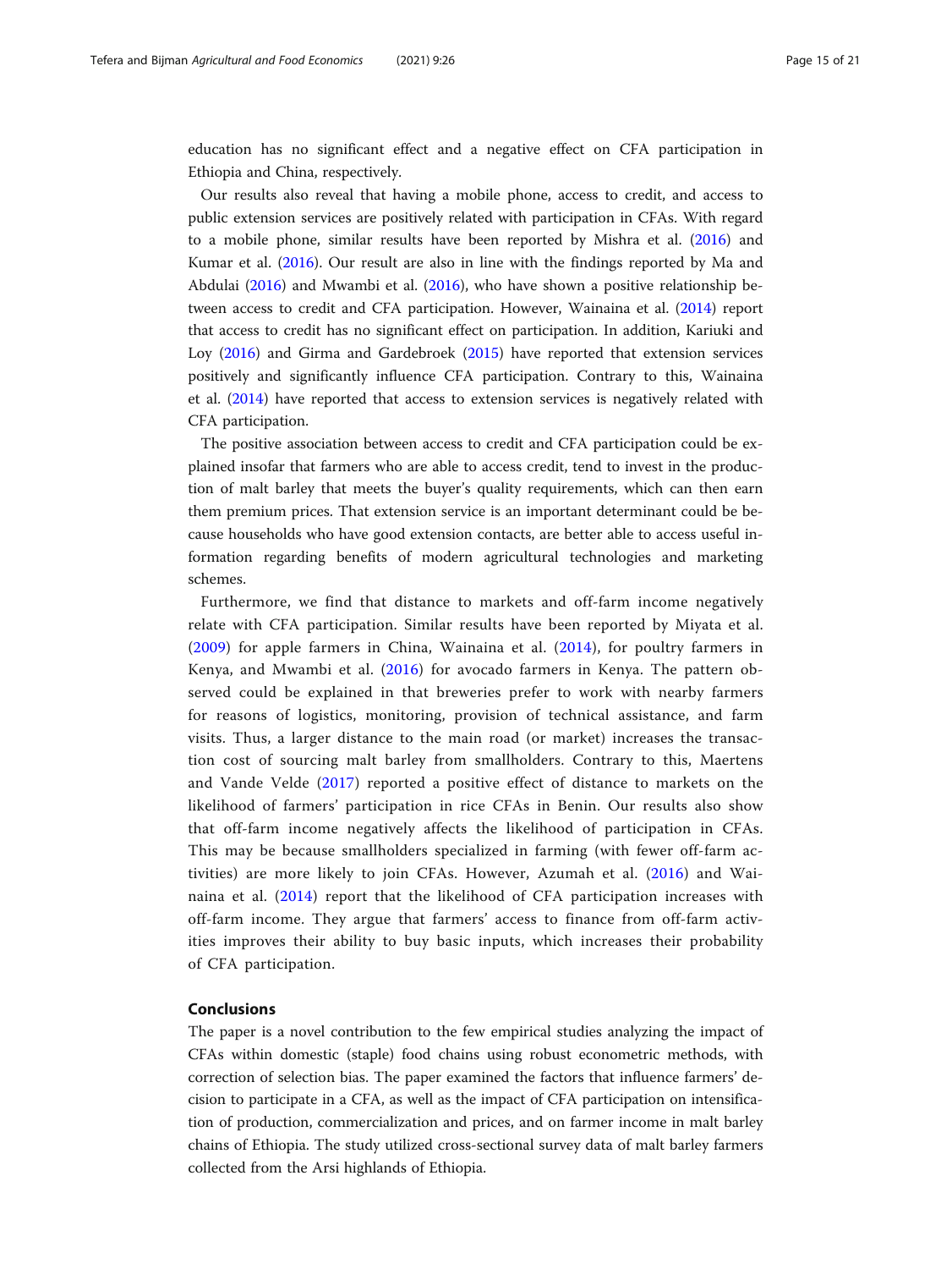education has no significant effect and a negative effect on CFA participation in Ethiopia and China, respectively.

Our results also reveal that having a mobile phone, access to credit, and access to public extension services are positively related with participation in CFAs. With regard to a mobile phone, similar results have been reported by Mishra et al. (2016) and Kumar et al. (2016). Our result are also in line with the findings reported by Ma and Abdulai (2016) and Mwambi et al. (2016), who have shown a positive relationship between access to credit and CFA participation. However, Wainaina et al. (2014) report that access to credit has no significant effect on participation. In addition, Kariuki and Loy (2016) and Girma and Gardebroek (2015) have reported that extension services positively and significantly influence CFA participation. Contrary to this, Wainaina et al. (2014) have reported that access to extension services is negatively related with CFA participation.

The positive association between access to credit and CFA participation could be explained insofar that farmers who are able to access credit, tend to invest in the production of malt barley that meets the buyer's quality requirements, which can then earn them premium prices. That extension service is an important determinant could be because households who have good extension contacts, are better able to access useful information regarding benefits of modern agricultural technologies and marketing schemes.

Furthermore, we find that distance to markets and off-farm income negatively relate with CFA participation. Similar results have been reported by Miyata et al. (2009) for apple farmers in China, Wainaina et al. (2014), for poultry farmers in Kenya, and Mwambi et al. (2016) for avocado farmers in Kenya. The pattern observed could be explained in that breweries prefer to work with nearby farmers for reasons of logistics, monitoring, provision of technical assistance, and farm visits. Thus, a larger distance to the main road (or market) increases the transaction cost of sourcing malt barley from smallholders. Contrary to this, Maertens and Vande Velde (2017) reported a positive effect of distance to markets on the likelihood of farmers' participation in rice CFAs in Benin. Our results also show that off-farm income negatively affects the likelihood of participation in CFAs. This may be because smallholders specialized in farming (with fewer off-farm activities) are more likely to join CFAs. However, Azumah et al. (2016) and Wainaina et al. (2014) report that the likelihood of CFA participation increases with off-farm income. They argue that farmers' access to finance from off-farm activities improves their ability to buy basic inputs, which increases their probability of CFA participation.

## Conclusions

The paper is a novel contribution to the few empirical studies analyzing the impact of CFAs within domestic (staple) food chains using robust econometric methods, with correction of selection bias. The paper examined the factors that influence farmers' decision to participate in a CFA, as well as the impact of CFA participation on intensification of production, commercialization and prices, and on farmer income in malt barley chains of Ethiopia. The study utilized cross-sectional survey data of malt barley farmers collected from the Arsi highlands of Ethiopia.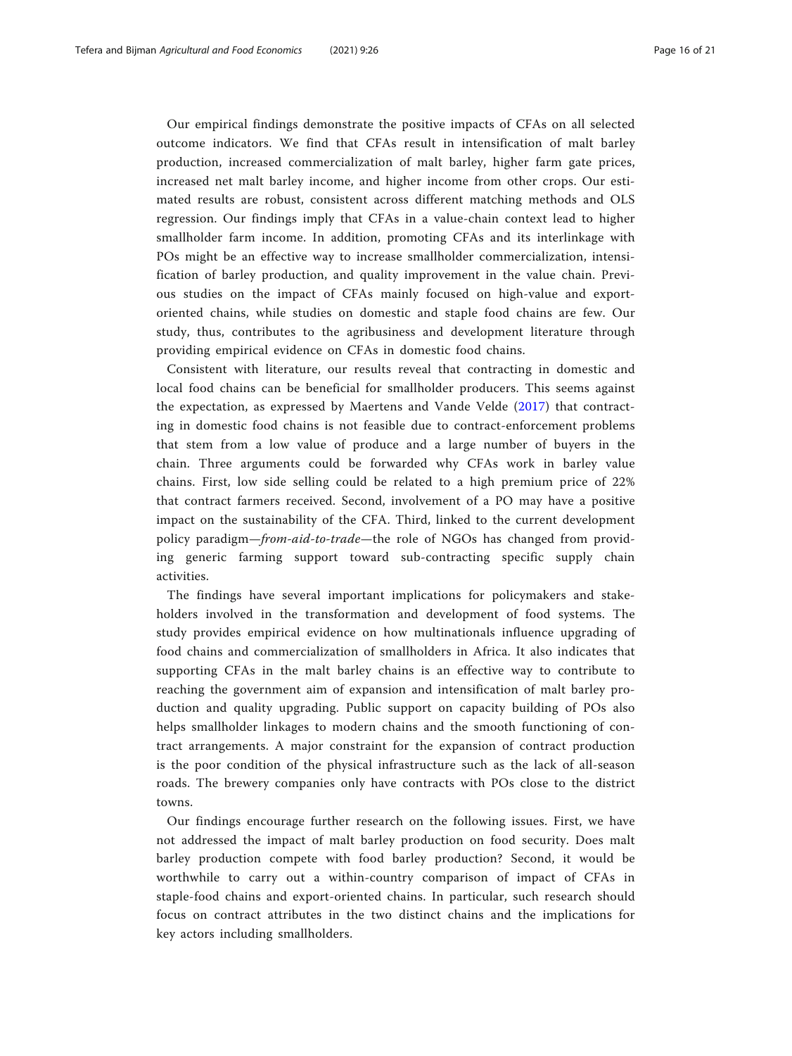Our empirical findings demonstrate the positive impacts of CFAs on all selected outcome indicators. We find that CFAs result in intensification of malt barley production, increased commercialization of malt barley, higher farm gate prices, increased net malt barley income, and higher income from other crops. Our estimated results are robust, consistent across different matching methods and OLS regression. Our findings imply that CFAs in a value-chain context lead to higher smallholder farm income. In addition, promoting CFAs and its interlinkage with POs might be an effective way to increase smallholder commercialization, intensification of barley production, and quality improvement in the value chain. Previous studies on the impact of CFAs mainly focused on high-value and export-oriented chains, while studies on domestic and staple food chains are few. Our study, thus, contributes to the agribusiness and development literature through providing empirical evidence on CFAs in domestic food chains.

Consistent with literature, our results reveal that contracting in domestic and local food chains can be beneficial for smallholder producers. This seems against the expectation, as expressed by Maertens and Vande Velde (2017) that contracting in domestic food chains is not feasible due to contract-enforcement problems that stem from a low value of produce and a large number of buyers in the chain. Three arguments could be forwarded why CFAs work in barley value chains. First, low side selling could be related to a high premium price of 22% that contract farmers received. Second, involvement of a PO may have a positive impact on the sustainability of the CFA. Third, linked to the current development policy paradigm—*from-aid-to-trade*—the role of NGOs has changed from providing generic farming support toward sub-contracting specific supply chain activities.

The findings have several important implications for policymakers and stakeholders involved in the transformation and development of food systems. The study provides empirical evidence on how multinationals influence upgrading of food chains and commercialization of smallholders in Africa. It also indicates that supporting CFAs in the malt barley chains is an effective way to contribute to reaching the government aim of expansion and intensification of malt barley production and quality upgrading. Public support on capacity building of POs also helps smallholder linkages to modern chains and the smooth functioning of contract arrangements. A major constraint for the expansion of contract production is the poor condition of the physical infrastructure such as the lack of all-season roads. The brewery companies only have contracts with POs close to the district towns.

Our findings encourage further research on the following issues. First, we have not addressed the impact of malt barley production on food security. Does malt barley production compete with food barley production? Second, it would be worthwhile to carry out a within-country comparison of impact of CFAs in staple-food chains and export-oriented chains. In particular, such research should focus on contract attributes in the two distinct chains and the implications for key actors including smallholders.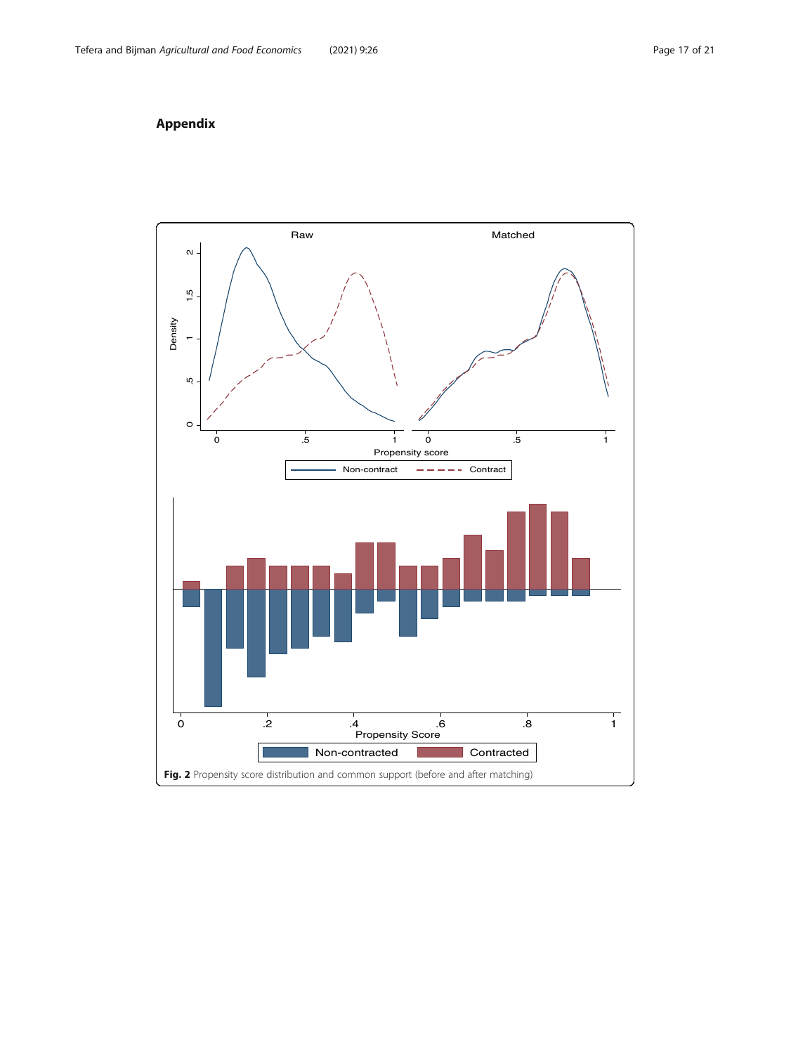## Appendix

**Fig. 2** Propensity score distribution and common support (before and after matching)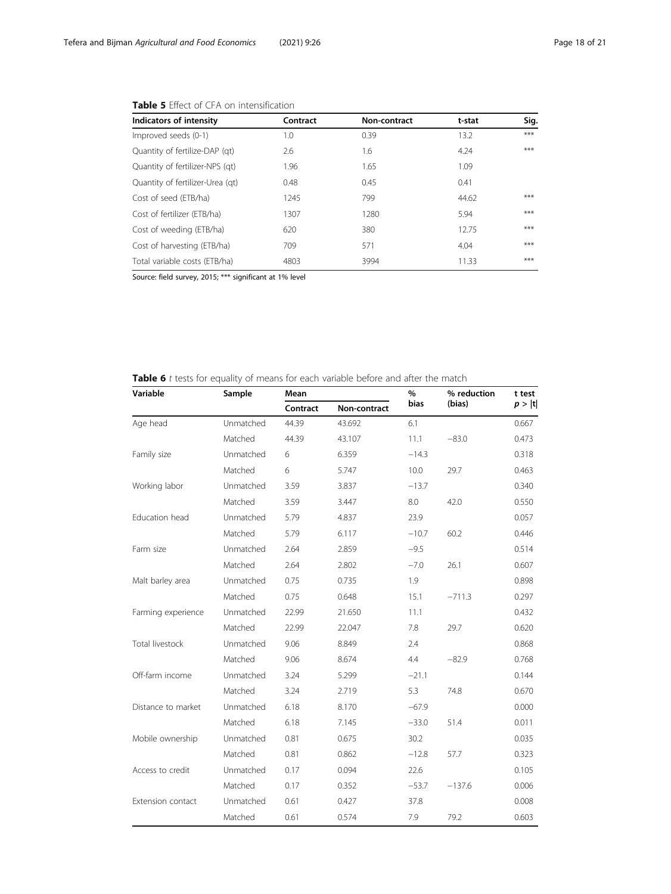**Table 5** Effect of CFA on intensification

| Indicators of intensity | Contract | Non-contract | t-stat | Sig. |
|---|---|---|---|---|
| Improved seeds (0-1) | 1.0 | 0.39 | 13.2 | *** |
| Quantity of fertilize-DAP (qt) | 2.6 | 1.6 | 4.24 | *** |
| Quantity of fertilizer-NPS (qt) | 1.96 | 1.65 | 1.09 | |
| Quantity of fertilizer-Urea (qt) | 0.48 | 0.45 | 0.41 | |
| Cost of seed (ETB/ha) | 1245 | 799 | 44.62 | *** |
| Cost of fertilizer (ETB/ha) | 1307 | 1280 | 5.94 | *** |
| Cost of weeding (ETB/ha) | 620 | 380 | 12.75 | *** |
| Cost of harvesting (ETB/ha) | 709 | 571 | 4.04 | *** |
| Total variable costs (ETB/ha) | 4803 | 3994 | 11.33 | *** |

Source: field survey, 2015; *** significant at 1% level

**Table 6** *t* tests for equality of means for each variable before and after the match

| Variable | Sample | Mean | | % bias | % reduction (bias) | t test $p > \|t\|$ |
|---|---|---|---|---|---|---|
| | | Contract | Non-contract | | | |
| Age head | Unmatched | 44.39 | 43.692 | 6.1 | | 0.667 |
| | Matched | 44.39 | 43.107 | 11.1 | −83.0 | 0.473 |
| Family size | Unmatched | 6 | 6.359 | −14.3 | | 0.318 |
| | Matched | 6 | 5.747 | 10.0 | 29.7 | 0.463 |
| Working labor | Unmatched | 3.59 | 3.837 | −13.7 | | 0.340 |
| | Matched | 3.59 | 3.447 | 8.0 | 42.0 | 0.550 |
| Education head | Unmatched | 5.79 | 4.837 | 23.9 | | 0.057 |
| | Matched | 5.79 | 6.117 | −10.7 | 60.2 | 0.446 |
| Farm size | Unmatched | 2.64 | 2.859 | −9.5 | | 0.514 |
| | Matched | 2.64 | 2.802 | −7.0 | 26.1 | 0.607 |
| Malt barley area | Unmatched | 0.75 | 0.735 | 1.9 | | 0.898 |
| | Matched | 0.75 | 0.648 | 15.1 | −711.3 | 0.297 |
| Farming experience | Unmatched | 22.99 | 21.650 | 11.1 | | 0.432 |
| | Matched | 22.99 | 22.047 | 7.8 | 29.7 | 0.620 |
| Total livestock | Unmatched | 9.06 | 8.849 | 2.4 | | 0.868 |
| | Matched | 9.06 | 8.674 | 4.4 | −82.9 | 0.768 |
| Off-farm income | Unmatched | 3.24 | 5.299 | −21.1 | | 0.144 |
| | Matched | 3.24 | 2.719 | 5.3 | 74.8 | 0.670 |
| Distance to market | Unmatched | 6.18 | 8.170 | −67.9 | | 0.000 |
| | Matched | 6.18 | 7.145 | −33.0 | 51.4 | 0.011 |
| Mobile ownership | Unmatched | 0.81 | 0.675 | 30.2 | | 0.035 |
| | Matched | 0.81 | 0.862 | −12.8 | 57.7 | 0.323 |
| Access to credit | Unmatched | 0.17 | 0.094 | 22.6 | | 0.105 |
| | Matched | 0.17 | 0.352 | −53.7 | −137.6 | 0.006 |
| Extension contact | Unmatched | 0.61 | 0.427 | 37.8 | | 0.008 |
| | Matched | 0.61 | 0.574 | 7.9 | 79.2 | 0.603 |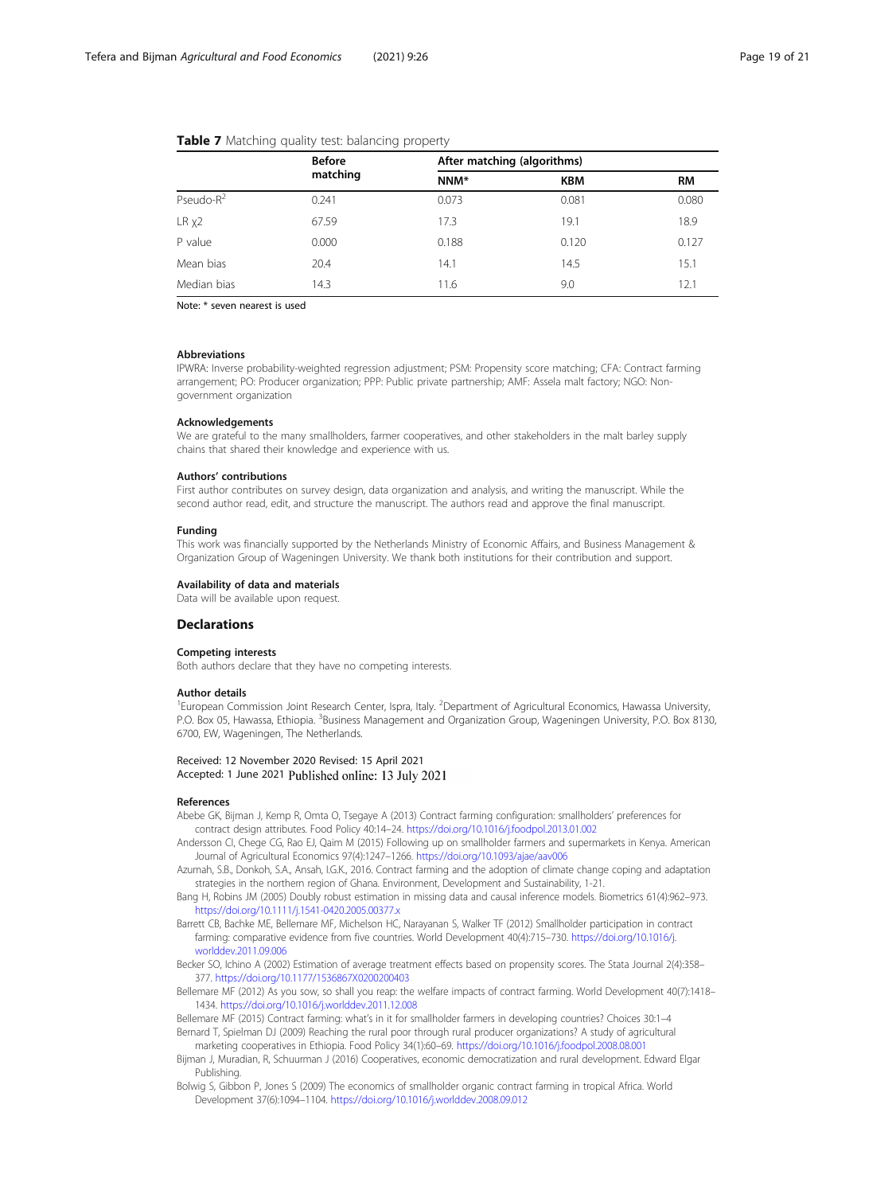**Table 7** Matching quality test: balancing property

| | Before matching | After matching (algorithms) | | |
|---|---|---|---|---|
| | | **NNM*** | **KBM** | **RM** |
| Pseudo-$R^2$ | 0.241 | 0.073 | 0.081 | 0.080 |
| LR $\chi 2$ | 67.59 | 17.3 | 19.1 | 18.9 |
| P value | 0.000 | 0.188 | 0.120 | 0.127 |
| Mean bias | 20.4 | 14.1 | 14.5 | 15.1 |
| Median bias | 14.3 | 11.6 | 9.0 | 12.1 |

Note: * seven nearest is used

#### Abbreviations

IPWRA: Inverse probability-weighted regression adjustment; PSM: Propensity score matching; CFA: Contract farming arrangement; PO: Producer organization; PPP: Public private partnership; AMF: Assela malt factory; NGO: Non-government organization

#### Acknowledgements

We are grateful to the many smallholders, farmer cooperatives, and other stakeholders in the malt barley supply chains that shared their knowledge and experience with us.

#### Authors' contributions

First author contributes on survey design, data organization and analysis, and writing the manuscript. While the second author read, edit, and structure the manuscript. The authors read and approve the final manuscript.

#### Funding

This work was financially supported by the Netherlands Ministry of Economic Affairs, and Business Management & Organization Group of Wageningen University. We thank both institutions for their contribution and support.

#### Availability of data and materials

Data will be available upon request.

### Declarations

#### Competing interests

Both authors declare that they have no competing interests.

#### Author details

[1]European Commission Joint Research Center, Ispra, Italy. [2]Department of Agricultural Economics, Hawassa University, P.O. Box 05, Hawassa, Ethiopia. [3]Business Management and Organization Group, Wageningen University, P.O. Box 8130, 6700, EW, Wageningen, The Netherlands.

Received: 12 November 2020 Revised: 15 April 2021
Accepted: 1 June 2021 Published online: 13 July 2021

#### References

Abebe GK, Bijman J, Kemp R, Omta O, Tsegaye A (2013) Contract farming configuration: smallholders' preferences for contract design attributes. Food Policy 40:14–24. https://doi.org/10.1016/j.foodpol.2013.01.002

Andersson CI, Chege CG, Rao EJ, Qaim M (2015) Following up on smallholder farmers and supermarkets in Kenya. American Journal of Agricultural Economics 97(4):1247–1266. https://doi.org/10.1093/ajae/aav006

Azumah, S.B., Donkoh, S.A., Ansah, I.G.K., 2016. Contract farming and the adoption of climate change coping and adaptation strategies in the northern region of Ghana. Environment, Development and Sustainability, 1-21.

Bang H, Robins JM (2005) Doubly robust estimation in missing data and causal inference models. Biometrics 61(4):962–973. https://doi.org/10.1111/j.1541-0420.2005.00377.x

Barrett CB, Bachke ME, Bellemare MF, Michelson HC, Narayanan S, Walker TF (2012) Smallholder participation in contract farming: comparative evidence from five countries. World Development 40(4):715–730. https://doi.org/10.1016/j.worlddev.2011.09.006

Becker SO, Ichino A (2002) Estimation of average treatment effects based on propensity scores. The Stata Journal 2(4):358–377. https://doi.org/10.1177/1536867X0200200403

Bellemare MF (2012) As you sow, so shall you reap: the welfare impacts of contract farming. World Development 40(7):1418–1434. https://doi.org/10.1016/j.worlddev.2011.12.008

Bellemare MF (2015) Contract farming: what's in it for smallholder farmers in developing countries? Choices 30:1–4

Bernard T, Spielman DJ (2009) Reaching the rural poor through rural producer organizations? A study of agricultural marketing cooperatives in Ethiopia. Food Policy 34(1):60–69. https://doi.org/10.1016/j.foodpol.2008.08.001

Bijman J, Muradian, R, Schuurman J (2016) Cooperatives, economic democratization and rural development. Edward Elgar Publishing.

Bolwig S, Gibbon P, Jones S (2009) The economics of smallholder organic contract farming in tropical Africa. World Development 37(6):1094–1104. https://doi.org/10.1016/j.worlddev.2008.09.012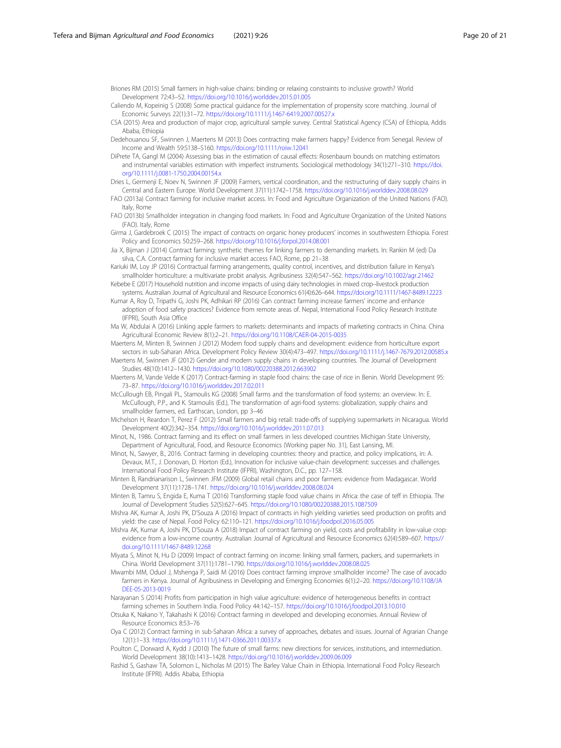Briones RM (2015) Small farmers in high-value chains: binding or relaxing constraints to inclusive growth? World Development 72:43–52. https://doi.org/10.1016/j.worlddev.2015.01.005

Caliendo M, Kopeinig S (2008) Some practical guidance for the implementation of propensity score matching. Journal of Economic Surveys 22(1):31–72. https://doi.org/10.1111/j.1467-6419.2007.00527.x

CSA (2015) Area and production of major crop, agricultural sample survey. Central Statistical Agency (CSA) of Ethiopia, Addis Ababa, Ethiopia

Dedehouanou SF, Swinnen J, Maertens M (2013) Does contracting make farmers happy? Evidence from Senegal. Review of Income and Wealth 59:S138–S160. https://doi.org/10.1111/roiw.12041

DiPrete TA, Gangl M (2004) Assessing bias in the estimation of causal effects: Rosenbaum bounds on matching estimators and instrumental variables estimation with imperfect instruments. Sociological methodology 34(1):271–310. https://doi.org/10.1111/j.0081-1750.2004.00154.x

Dries L, Germenji E, Noev N, Swinnen JF (2009) Farmers, vertical coordination, and the restructuring of dairy supply chains in Central and Eastern Europe. World Development 37(11):1742–1758. https://doi.org/10.1016/j.worlddev.2008.08.029

FAO (2013a) Contract farming for inclusive market access. In: Food and Agriculture Organization of the United Nations (FAO). Italy, Rome

FAO (2013b) Smallholder integration in changing food markets. In: Food and Agriculture Organization of the United Nations (FAO). Italy, Rome

Girma J, Gardebroek C (2015) The impact of contracts on organic honey producers' incomes in southwestern Ethiopia. Forest Policy and Economics 50:259–268. https://doi.org/10.1016/j.forpol.2014.08.001

Jia X, Bijman J (2014) Contract farming: synthetic themes for linking farmers to demanding markets. In: Rankin M (ed) Da silva, C.A. Contract farming for inclusive market access FAO, Rome, pp 21–38

Kariuki IM, Loy JP (2016) Contractual farming arrangements, quality control, incentives, and distribution failure in Kenya's smallholder horticulture: a multivariate probit analysis. Agribusiness 32(4):547–562. https://doi.org/10.1002/agr.21462

Kebebe E (2017) Household nutrition and income impacts of using dairy technologies in mixed crop–livestock production systems. Australian Journal of Agricultural and Resource Economics 61(4):626–644. https://doi.org/10.1111/1467-8489.12223

Kumar A, Roy D, Tripathi G, Joshi PK, Adhikari RP (2016) Can contract farming increase farmers' income and enhance adoption of food safety practices? Evidence from remote areas of. Nepal, International Food Policy Research Institute (IFPRI), South Asia Office

Ma W, Abdulai A (2016) Linking apple farmers to markets: determinants and impacts of marketing contracts in China. China Agricultural Economic Review 8(1):2–21. https://doi.org/10.1108/CAER-04-2015-0035

Maertens M, Minten B, Swinnen J (2012) Modern food supply chains and development: evidence from horticulture export sectors in sub-Saharan Africa. Development Policy Review 30(4):473–497. https://doi.org/10.1111/j.1467-7679.2012.00585.x

Maertens M, Swinnen JF (2012) Gender and modern supply chains in developing countries. The Journal of Development Studies 48(10):1412–1430. https://doi.org/10.1080/00220388.2012.663902

Maertens M, Vande Velde K (2017) Contract-farming in staple food chains: the case of rice in Benin. World Development 95: 73–87. https://doi.org/10.1016/j.worlddev.2017.02.011

McCullough EB, Pingali PL, Stamoulis KG (2008) Small farms and the transformation of food systems: an overview. In: E. McCullough, P.P., and K. Stamoulis (Ed.), The transformation of agri-food systems: globalization, supply chains and smallholder farmers, ed. Earthscan, London, pp 3–46

Michelson H, Reardon T, Perez F (2012) Small farmers and big retail: trade-offs of supplying supermarkets in Nicaragua. World Development 40(2):342–354. https://doi.org/10.1016/j.worlddev.2011.07.013

Minot, N., 1986. Contract farming and its effect on small farmers in less developed countries Michigan State University, Department of Agricultural, Food, and Resource Economics (Working paper No. 31), East Lansing, MI.

Minot, N., Sawyer, B., 2016. Contract farming in developing countries: theory and practice, and policy implications, in: A. Devaux, M.T., J. Donovan, D. Horton (Ed.), Innovation for inclusive value-chain development: successes and challenges. International Food Policy Research Institute (IFPRI), Washington, D.C., pp. 127–158.

Minten B, Randrianarison L, Swinnen JFM (2009) Global retail chains and poor farmers: evidence from Madagascar. World Development 37(11):1728–1741. https://doi.org/10.1016/j.worlddev.2008.08.024

Minten B, Tamru S, Engida E, Kuma T (2016) Transforming staple food value chains in Africa: the case of teff in Ethiopia. The Journal of Development Studies 52(5):627–645. https://doi.org/10.1080/00220388.2015.1087509

Mishra AK, Kumar A, Joshi PK, D'Souza A (2016) Impact of contracts in high yielding varieties seed production on profits and yield: the case of Nepal. Food Policy 62:110–121. https://doi.org/10.1016/j.foodpol.2016.05.005

Mishra AK, Kumar A, Joshi PK, D'Souza A (2018) Impact of contract farming on yield, costs and profitability in low-value crop: evidence from a low-income country. Australian Journal of Agricultural and Resource Economics 62(4):589–607. https://doi.org/10.1111/1467-8489.12268

Miyata S, Minot N, Hu D (2009) Impact of contract farming on income: linking small farmers, packers, and supermarkets in China. World Development 37(11):1781–1790. https://doi.org/10.1016/j.worlddev.2008.08.025

Mwambi MM, Oduol J, Mshenga P, Saidi M (2016) Does contract farming improve smallholder income? The case of avocado farmers in Kenya. Journal of Agribusiness in Developing and Emerging Economies 6(1):2–20. https://doi.org/10.1108/JADEE-05-2013-0019

Narayanan S (2014) Profits from participation in high value agriculture: evidence of heterogeneous benefits in contract farming schemes in Southern India. Food Policy 44:142–157. https://doi.org/10.1016/j.foodpol.2013.10.010

Otsuka K, Nakano Y, Takahashi K (2016) Contract farming in developed and developing economies. Annual Review of Resource Economics 8:53–76

Oya C (2012) Contract farming in sub-Saharan Africa: a survey of approaches, debates and issues. Journal of Agrarian Change 12(1):1–33. https://doi.org/10.1111/j.1471-0366.2011.00337.x

Poulton C, Dorward A, Kydd J (2010) The future of small farms: new directions for services, institutions, and intermediation. World Development 38(10):1413–1428. https://doi.org/10.1016/j.worlddev.2009.06.009

Rashid S, Gashaw TA, Solomon L, Nicholas M (2015) The Barley Value Chain in Ethiopia. International Food Policy Research Institute (IFPRI). Addis Ababa, Ethiopia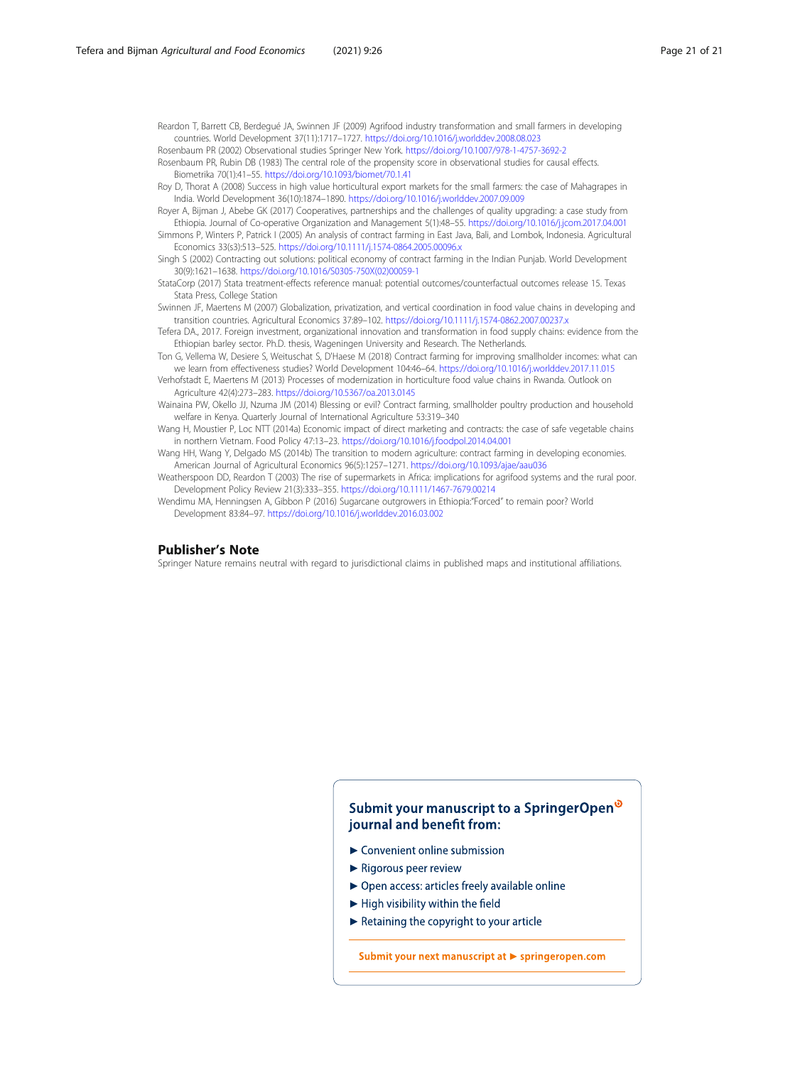Reardon T, Barrett CB, Berdegué JA, Swinnen JF (2009) Agrifood industry transformation and small farmers in developing countries. World Development 37(11):1717–1727. https://doi.org/10.1016/j.worlddev.2008.08.023

Rosenbaum PR (2002) Observational studies Springer New York. https://doi.org/10.1007/978-1-4757-3692-2

Rosenbaum PR, Rubin DB (1983) The central role of the propensity score in observational studies for causal effects. Biometrika 70(1):41–55. https://doi.org/10.1093/biomet/70.1.41

Roy D, Thorat A (2008) Success in high value horticultural export markets for the small farmers: the case of Mahagrapes in India. World Development 36(10):1874–1890. https://doi.org/10.1016/j.worlddev.2007.09.009

Royer A, Bijman J, Abebe GK (2017) Cooperatives, partnerships and the challenges of quality upgrading: a case study from Ethiopia. Journal of Co-operative Organization and Management 5(1):48–55. https://doi.org/10.1016/j.jcom.2017.04.001

Simmons P, Winters P, Patrick I (2005) An analysis of contract farming in East Java, Bali, and Lombok, Indonesia. Agricultural Economics 33(s3):513–525. https://doi.org/10.1111/j.1574-0864.2005.00096.x

Singh S (2002) Contracting out solutions: political economy of contract farming in the Indian Punjab. World Development 30(9):1621–1638. https://doi.org/10.1016/S0305-750X(02)00059-1

StataCorp (2017) Stata treatment-effects reference manual: potential outcomes/counterfactual outcomes release 15. Texas Stata Press, College Station

Swinnen JF, Maertens M (2007) Globalization, privatization, and vertical coordination in food value chains in developing and transition countries. Agricultural Economics 37:89–102. https://doi.org/10.1111/j.1574-0862.2007.00237.x

Tefera DA., 2017. Foreign investment, organizational innovation and transformation in food supply chains: evidence from the Ethiopian barley sector. Ph.D. thesis, Wageningen University and Research. The Netherlands.

Ton G, Vellema W, Desiere S, Weituschat S, D'Haese M (2018) Contract farming for improving smallholder incomes: what can we learn from effectiveness studies? World Development 104:46–64. https://doi.org/10.1016/j.worlddev.2017.11.015

Verhofstadt E, Maertens M (2013) Processes of modernization in horticulture food value chains in Rwanda. Outlook on Agriculture 42(4):273–283. https://doi.org/10.5367/oa.2013.0145

Wainaina PW, Okello JJ, Nzuma JM (2014) Blessing or evil? Contract farming, smallholder poultry production and household welfare in Kenya. Quarterly Journal of International Agriculture 53:319–340

Wang H, Moustier P, Loc NTT (2014a) Economic impact of direct marketing and contracts: the case of safe vegetable chains in northern Vietnam. Food Policy 47:13–23. https://doi.org/10.1016/j.foodpol.2014.04.001

Wang HH, Wang Y, Delgado MS (2014b) The transition to modern agriculture: contract farming in developing economies. American Journal of Agricultural Economics 96(5):1257–1271. https://doi.org/10.1093/ajae/aau036

Weatherspoon DD, Reardon T (2003) The rise of supermarkets in Africa: implications for agrifood systems and the rural poor. Development Policy Review 21(3):333–355. https://doi.org/10.1111/1467-7679.00214

Wendimu MA, Henningsen A, Gibbon P (2016) Sugarcane outgrowers in Ethiopia:"Forced" to remain poor? World Development 83:84–97. https://doi.org/10.1016/j.worlddev.2016.03.002

## Publisher's Note

Springer Nature remains neutral with regard to jurisdictional claims in published maps and institutional affiliations.

**Submit your manuscript to a SpringerOpen journal and benefit from:**

- ► Convenient online submission
- ► Rigorous peer review
- ► Open access: articles freely available online
- ► High visibility within the field
- ► Retaining the copyright to your article

**Submit your next manuscript at ► springeropen.com**